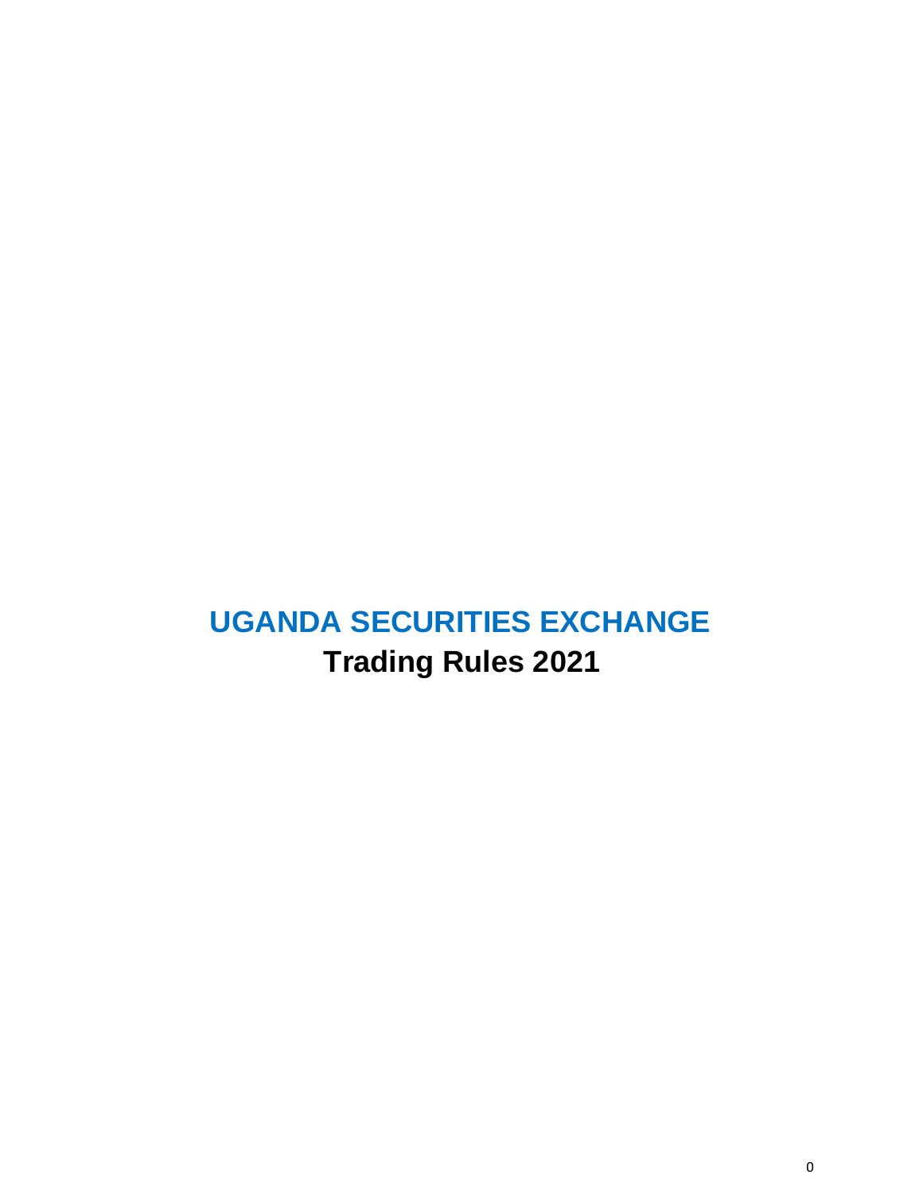# UGANDA SECURITIES EXCHANGE

## Trading Rules 2021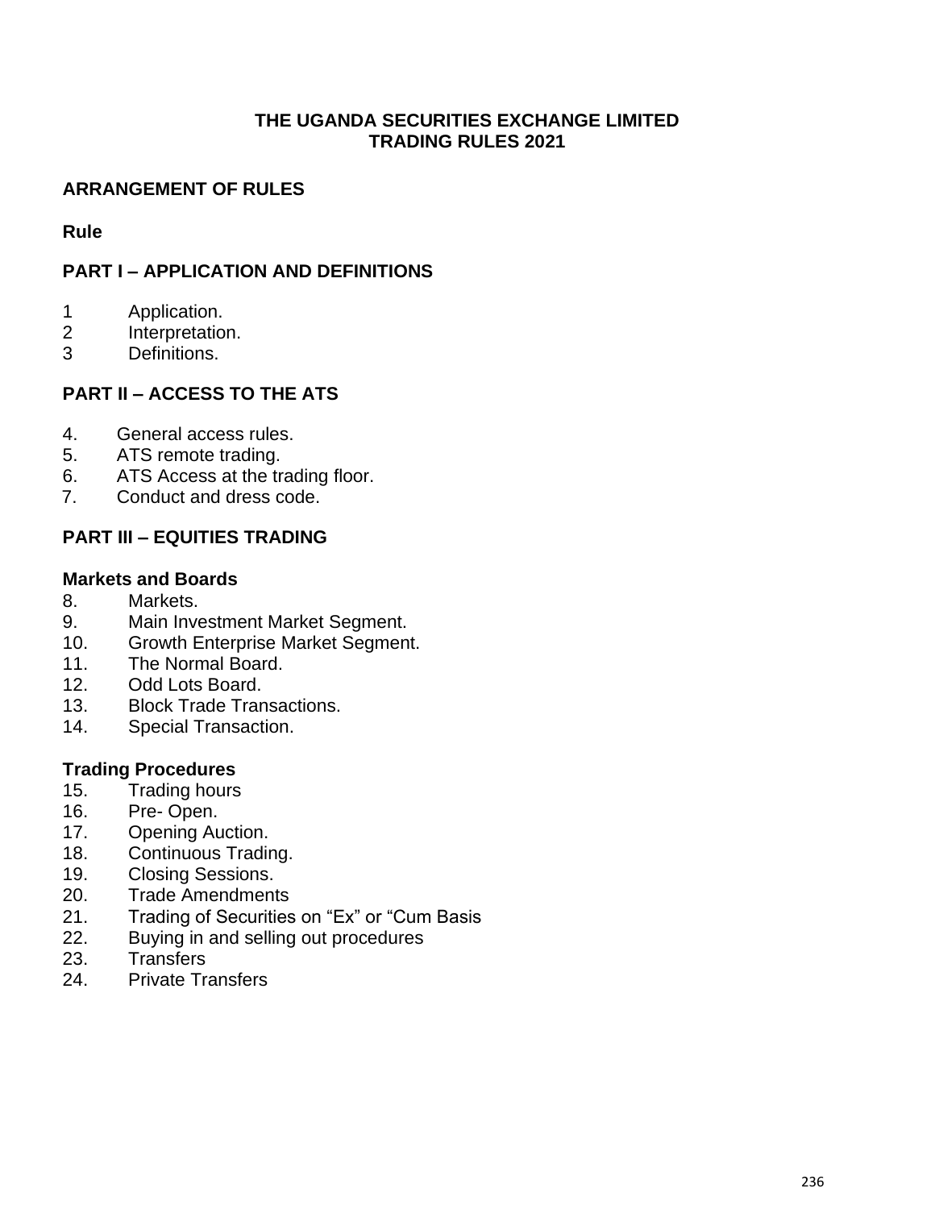**THE UGANDA SECURITIES EXCHANGE LIMITED**
**TRADING RULES 2021**

## ARRANGEMENT OF RULES

**Rule**

## PART I – APPLICATION AND DEFINITIONS

1 Application.
2 Interpretation.
3 Definitions.

## PART II – ACCESS TO THE ATS

4. General access rules.
5. ATS remote trading.
6. ATS Access at the trading floor.
7. Conduct and dress code.

## PART III – EQUITIES TRADING

### Markets and Boards

8. Markets.
9. Main Investment Market Segment.
10. Growth Enterprise Market Segment.
11. The Normal Board.
12. Odd Lots Board.
13. Block Trade Transactions.
14. Special Transaction.

### Trading Procedures

15. Trading hours
16. Pre- Open.
17. Opening Auction.
18. Continuous Trading.
19. Closing Sessions.
20. Trade Amendments
21. Trading of Securities on "Ex" or "Cum Basis
22. Buying in and selling out procedures
23. Transfers
24. Private Transfers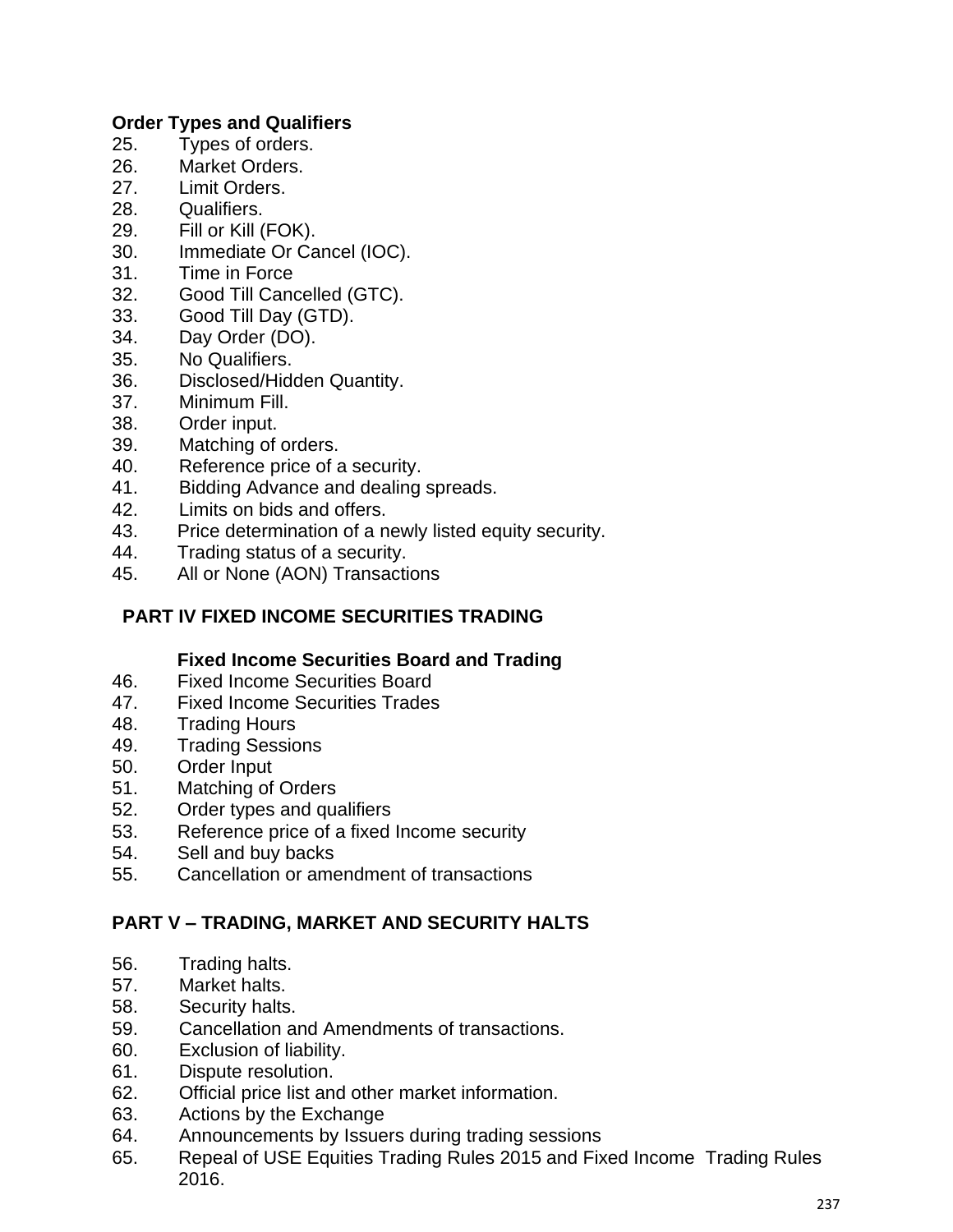**Order Types and Qualifiers**

25. Types of orders.
26. Market Orders.
27. Limit Orders.
28. Qualifiers.
29. Fill or Kill (FOK).
30. Immediate Or Cancel (IOC).
31. Time in Force
32. Good Till Cancelled (GTC).
33. Good Till Day (GTD).
34. Day Order (DO).
35. No Qualifiers.
36. Disclosed/Hidden Quantity.
37. Minimum Fill.
38. Order input.
39. Matching of orders.
40. Reference price of a security.
41. Bidding Advance and dealing spreads.
42. Limits on bids and offers.
43. Price determination of a newly listed equity security.
44. Trading status of a security.
45. All or None (AON) Transactions

## PART IV FIXED INCOME SECURITIES TRADING

**Fixed Income Securities Board and Trading**

46. Fixed Income Securities Board
47. Fixed Income Securities Trades
48. Trading Hours
49. Trading Sessions
50. Order Input
51. Matching of Orders
52. Order types and qualifiers
53. Reference price of a fixed Income security
54. Sell and buy backs
55. Cancellation or amendment of transactions

## PART V – TRADING, MARKET AND SECURITY HALTS

56. Trading halts.
57. Market halts.
58. Security halts.
59. Cancellation and Amendments of transactions.
60. Exclusion of liability.
61. Dispute resolution.
62. Official price list and other market information.
63. Actions by the Exchange
64. Announcements by Issuers during trading sessions
65. Repeal of USE Equities Trading Rules 2015 and Fixed Income Trading Rules 2016.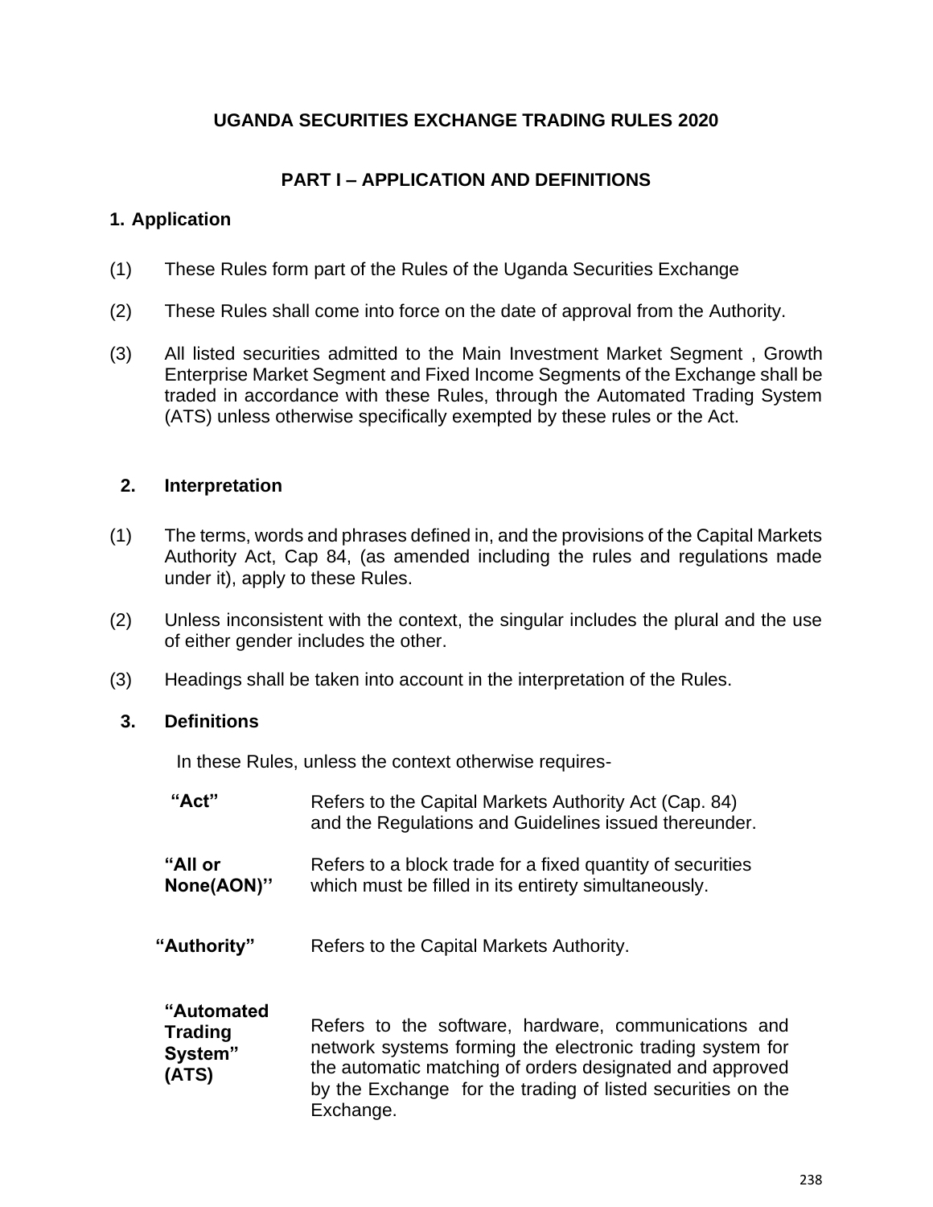## UGANDA SECURITIES EXCHANGE TRADING RULES 2020

### PART I – APPLICATION AND DEFINITIONS

#### 1. Application

(1) These Rules form part of the Rules of the Uganda Securities Exchange

(2) These Rules shall come into force on the date of approval from the Authority.

(3) All listed securities admitted to the Main Investment Market Segment , Growth Enterprise Market Segment and Fixed Income Segments of the Exchange shall be traded in accordance with these Rules, through the Automated Trading System (ATS) unless otherwise specifically exempted by these rules or the Act.

#### 2. Interpretation

(1) The terms, words and phrases defined in, and the provisions of the Capital Markets Authority Act, Cap 84, (as amended including the rules and regulations made under it), apply to these Rules.

(2) Unless inconsistent with the context, the singular includes the plural and the use of either gender includes the other.

(3) Headings shall be taken into account in the interpretation of the Rules.

#### 3. Definitions

In these Rules, unless the context otherwise requires-

| | |
|---|---|
| **"Act"** | Refers to the Capital Markets Authority Act (Cap. 84) and the Regulations and Guidelines issued thereunder. |
| **"All or None(AON)"** | Refers to a block trade for a fixed quantity of securities which must be filled in its entirety simultaneously. |
| **"Authority"** | Refers to the Capital Markets Authority. |
| **"Automated Trading System" (ATS)** | Refers to the software, hardware, communications and network systems forming the electronic trading system for the automatic matching of orders designated and approved by the Exchange for the trading of listed securities on the Exchange. |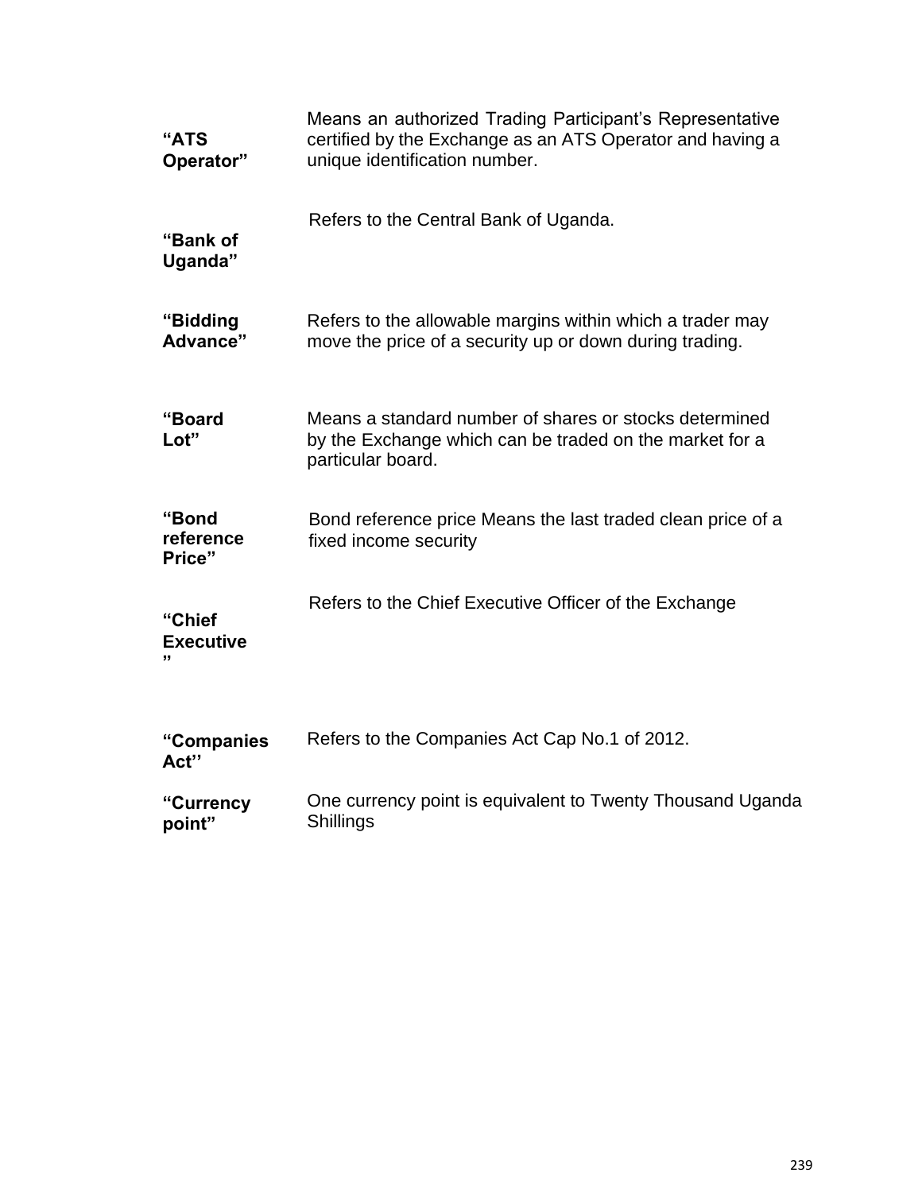| | |
|---|---|
| **“ATS Operator”** | Means an authorized Trading Participant’s Representative certified by the Exchange as an ATS Operator and having a unique identification number. |
| **“Bank of Uganda”** | Refers to the Central Bank of Uganda. |
| **“Bidding Advance”** | Refers to the allowable margins within which a trader may move the price of a security up or down during trading. |
| **“Board Lot”** | Means a standard number of shares or stocks determined by the Exchange which can be traded on the market for a particular board. |
| **“Bond reference Price”** | Bond reference price Means the last traded clean price of a fixed income security |
| **“Chief Executive ”** | Refers to the Chief Executive Officer of the Exchange |
| **“Companies Act’’** | Refers to the Companies Act Cap No.1 of 2012. |
| **“Currency point”** | One currency point is equivalent to Twenty Thousand Uganda Shillings |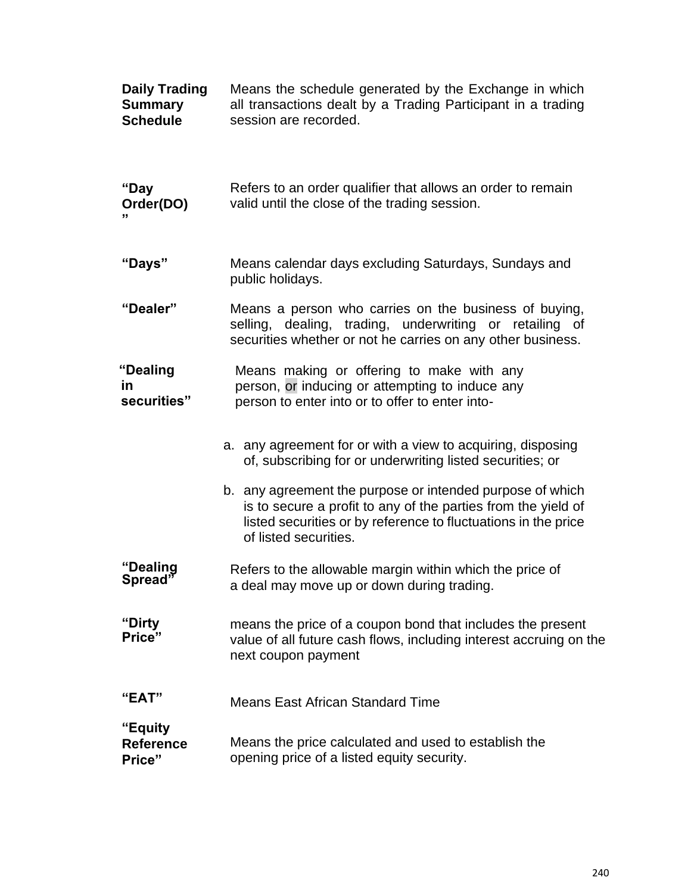**Daily Trading Summary Schedule** — Means the schedule generated by the Exchange in which all transactions dealt by a Trading Participant in a trading session are recorded.

**"Day Order(DO)"** — Refers to an order qualifier that allows an order to remain valid until the close of the trading session.

**"Days"** — Means calendar days excluding Saturdays, Sundays and public holidays.

**"Dealer"** — Means a person who carries on the business of buying, selling, dealing, trading, underwriting or retailing of securities whether or not he carries on any other business.

**"Dealing in securities"** — Means making or offering to make with any person, or inducing or attempting to induce any person to enter into or to offer to enter into-

a. any agreement for or with a view to acquiring, disposing of, subscribing for or underwriting listed securities; or

b. any agreement the purpose or intended purpose of which is to secure a profit to any of the parties from the yield of listed securities or by reference to fluctuations in the price of listed securities.

**"Dealing Spread"** — Refers to the allowable margin within which the price of a deal may move up or down during trading.

**"Dirty Price"** — means the price of a coupon bond that includes the present value of all future cash flows, including interest accruing on the next coupon payment

**"EAT"** — Means East African Standard Time

**"Equity Reference Price"** — Means the price calculated and used to establish the opening price of a listed equity security.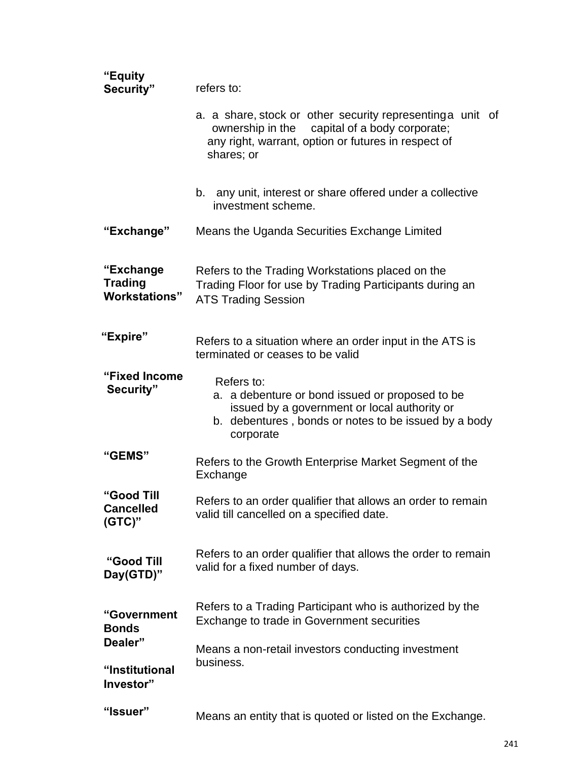| | |
|---|---|
| **"Equity Security"** | refers to:<br><br>a. a share, stock or other security representing a unit of ownership in the capital of a body corporate; any right, warrant, option or futures in respect of shares; or<br><br>b. any unit, interest or share offered under a collective investment scheme. |
| **"Exchange"** | Means the Uganda Securities Exchange Limited |
| **"Exchange Trading Workstations"** | Refers to the Trading Workstations placed on the Trading Floor for use by Trading Participants during an ATS Trading Session |
| **"Expire"** | Refers to a situation where an order input in the ATS is terminated or ceases to be valid |
| **"Fixed Income Security"** | Refers to:<br>a. a debenture or bond issued or proposed to be issued by a government or local authority or<br>b. debentures , bonds or notes to be issued by a body corporate |
| **"GEMS"** | Refers to the Growth Enterprise Market Segment of the Exchange |
| **"Good Till Cancelled (GTC)"** | Refers to an order qualifier that allows an order to remain valid till cancelled on a specified date. |
| **"Good Till Day(GTD)"** | Refers to an order qualifier that allows the order to remain valid for a fixed number of days. |
| **"Government Bonds Dealer"** | Refers to a Trading Participant who is authorized by the Exchange to trade in Government securities |
| **"Institutional Investor"** | Means a non-retail investors conducting investment business. |
| **"Issuer"** | Means an entity that is quoted or listed on the Exchange. |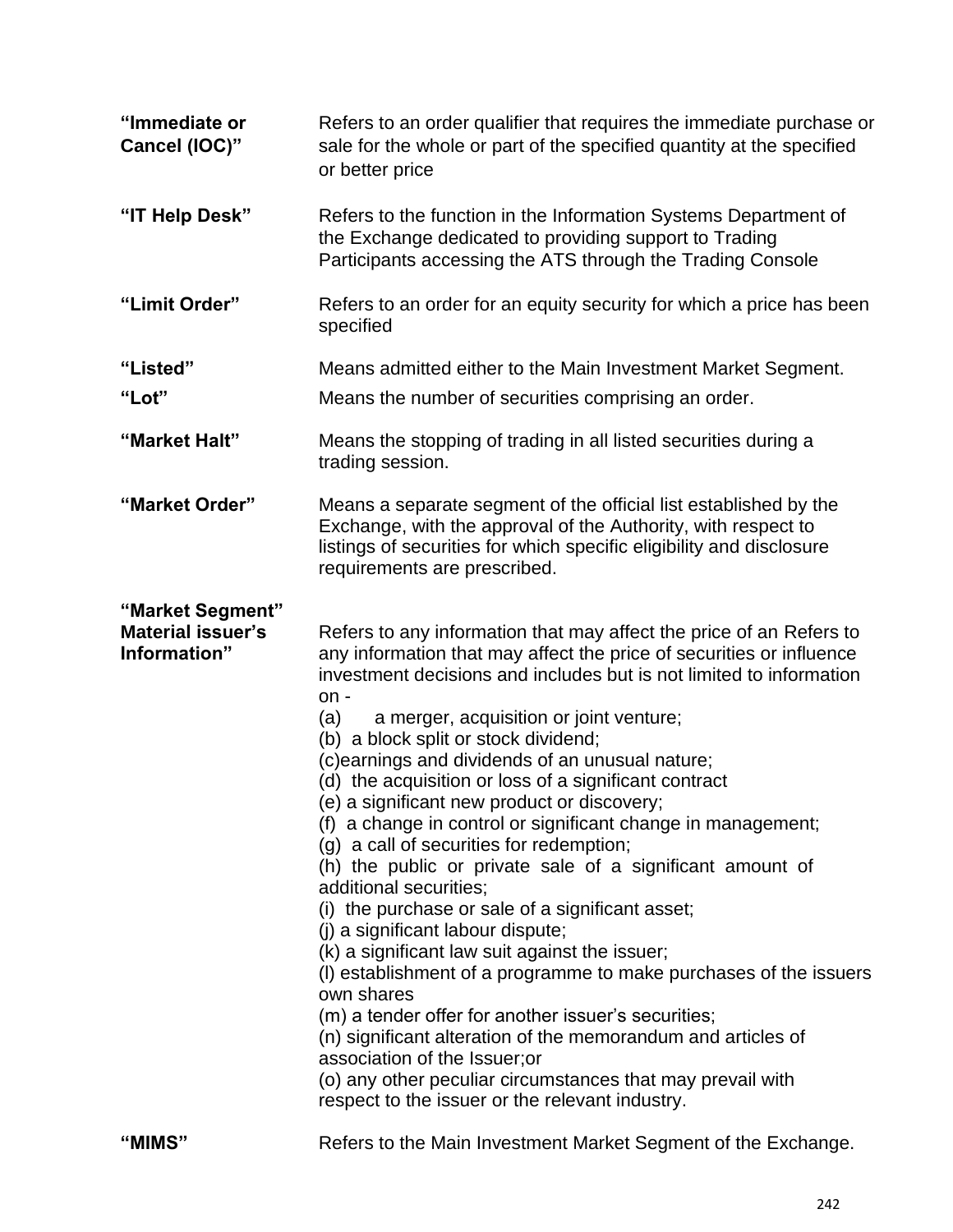| | |
|---|---|
| **"Immediate or Cancel (IOC)"** | Refers to an order qualifier that requires the immediate purchase or sale for the whole or part of the specified quantity at the specified or better price |
| **"IT Help Desk"** | Refers to the function in the Information Systems Department of the Exchange dedicated to providing support to Trading Participants accessing the ATS through the Trading Console |
| **"Limit Order"** | Refers to an order for an equity security for which a price has been specified |
| **"Listed"** | Means admitted either to the Main Investment Market Segment. |
| **"Lot"** | Means the number of securities comprising an order. |
| **"Market Halt"** | Means the stopping of trading in all listed securities during a trading session. |
| **"Market Order"** | Means a separate segment of the official list established by the Exchange, with the approval of the Authority, with respect to listings of securities for which specific eligibility and disclosure requirements are prescribed. |
| **"Market Segment"** | |
| **Material issuer's Information"** | Refers to any information that may affect the price of an Refers to any information that may affect the price of securities or influence investment decisions and includes but is not limited to information on -<br>(a) a merger, acquisition or joint venture;<br>(b) a block split or stock dividend;<br>(c)earnings and dividends of an unusual nature;<br>(d) the acquisition or loss of a significant contract<br>(e) a significant new product or discovery;<br>(f) a change in control or significant change in management;<br>(g) a call of securities for redemption;<br>(h) the public or private sale of a significant amount of additional securities;<br>(i) the purchase or sale of a significant asset;<br>(j) a significant labour dispute;<br>(k) a significant law suit against the issuer;<br>(l) establishment of a programme to make purchases of the issuers own shares<br>(m) a tender offer for another issuer's securities;<br>(n) significant alteration of the memorandum and articles of association of the Issuer;or<br>(o) any other peculiar circumstances that may prevail with respect to the issuer or the relevant industry. |
| **"MIMS"** | Refers to the Main Investment Market Segment of the Exchange. |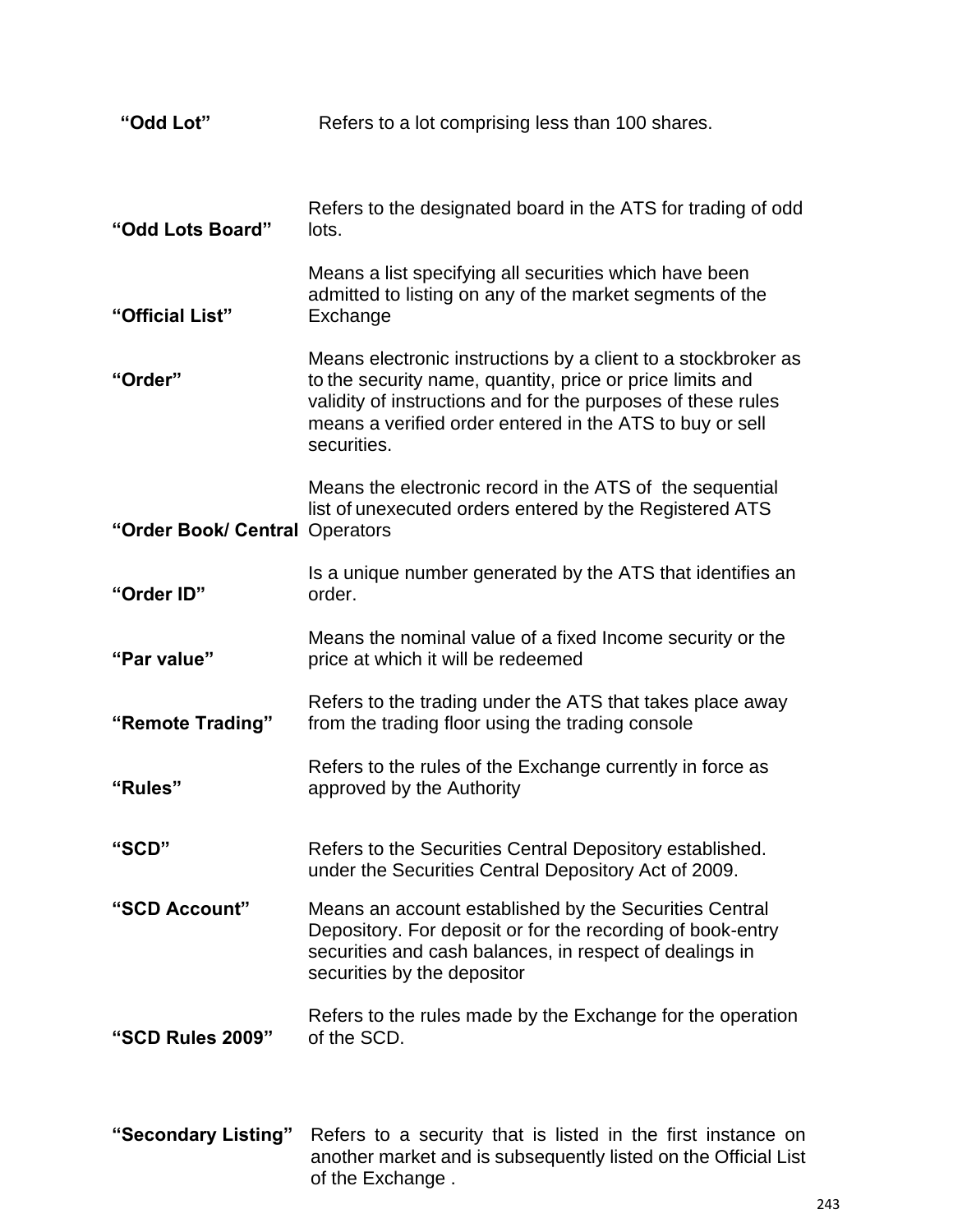| | |
|---|---|
| **"Odd Lot"** | Refers to a lot comprising less than 100 shares. |
| **"Odd Lots Board"** | Refers to the designated board in the ATS for trading of odd lots. |
| **"Official List"** | Means a list specifying all securities which have been admitted to listing on any of the market segments of the Exchange |
| **"Order"** | Means electronic instructions by a client to a stockbroker as to the security name, quantity, price or price limits and validity of instructions and for the purposes of these rules means a verified order entered in the ATS to buy or sell securities. |
| **"Order Book/ Central** | Means the electronic record in the ATS of the sequential list of unexecuted orders entered by the Registered ATS Operators |
| **"Order ID"** | Is a unique number generated by the ATS that identifies an order. |
| **"Par value"** | Means the nominal value of a fixed Income security or the price at which it will be redeemed |
| **"Remote Trading"** | Refers to the trading under the ATS that takes place away from the trading floor using the trading console |
| **"Rules"** | Refers to the rules of the Exchange currently in force as approved by the Authority |
| **"SCD"** | Refers to the Securities Central Depository established. under the Securities Central Depository Act of 2009. |
| **"SCD Account"** | Means an account established by the Securities Central Depository. For deposit or for the recording of book-entry securities and cash balances, in respect of dealings in securities by the depositor |
| **"SCD Rules 2009"** | Refers to the rules made by the Exchange for the operation of the SCD. |
| **"Secondary Listing"** | Refers to a security that is listed in the first instance on another market and is subsequently listed on the Official List of the Exchange . |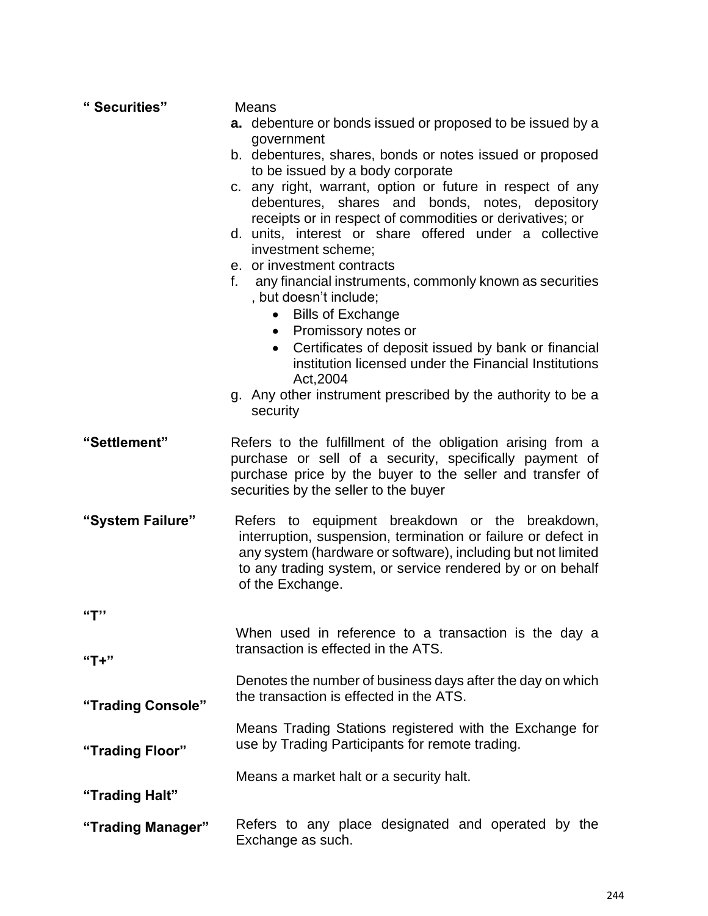**" Securities"**

Means

**a.** debenture or bonds issued or proposed to be issued by a government

b. debentures, shares, bonds or notes issued or proposed to be issued by a body corporate

c. any right, warrant, option or future in respect of any debentures, shares and bonds, notes, depository receipts or in respect of commodities or derivatives; or

d. units, interest or share offered under a collective investment scheme;

e. or investment contracts

f. any financial instruments, commonly known as securities , but doesn't include;
   - Bills of Exchange
   - Promissory notes or
   - Certificates of deposit issued by bank or financial institution licensed under the Financial Institutions Act,2004

g. Any other instrument prescribed by the authority to be a security

**"Settlement"**

Refers to the fulfillment of the obligation arising from a purchase or sell of a security, specifically payment of purchase price by the buyer to the seller and transfer of securities by the seller to the buyer

**"System Failure"**

Refers to equipment breakdown or the breakdown, interruption, suspension, termination or failure or defect in any system (hardware or software), including but not limited to any trading system, or service rendered by or on behalf of the Exchange.

**"T''**

When used in reference to a transaction is the day a transaction is effected in the ATS.

**"T+"**

Denotes the number of business days after the day on which the transaction is effected in the ATS.

**"Trading Console"**

Means Trading Stations registered with the Exchange for use by Trading Participants for remote trading.

**"Trading Floor"**

Means a market halt or a security halt.

**"Trading Halt"**

**"Trading Manager"**

Refers to any place designated and operated by the Exchange as such.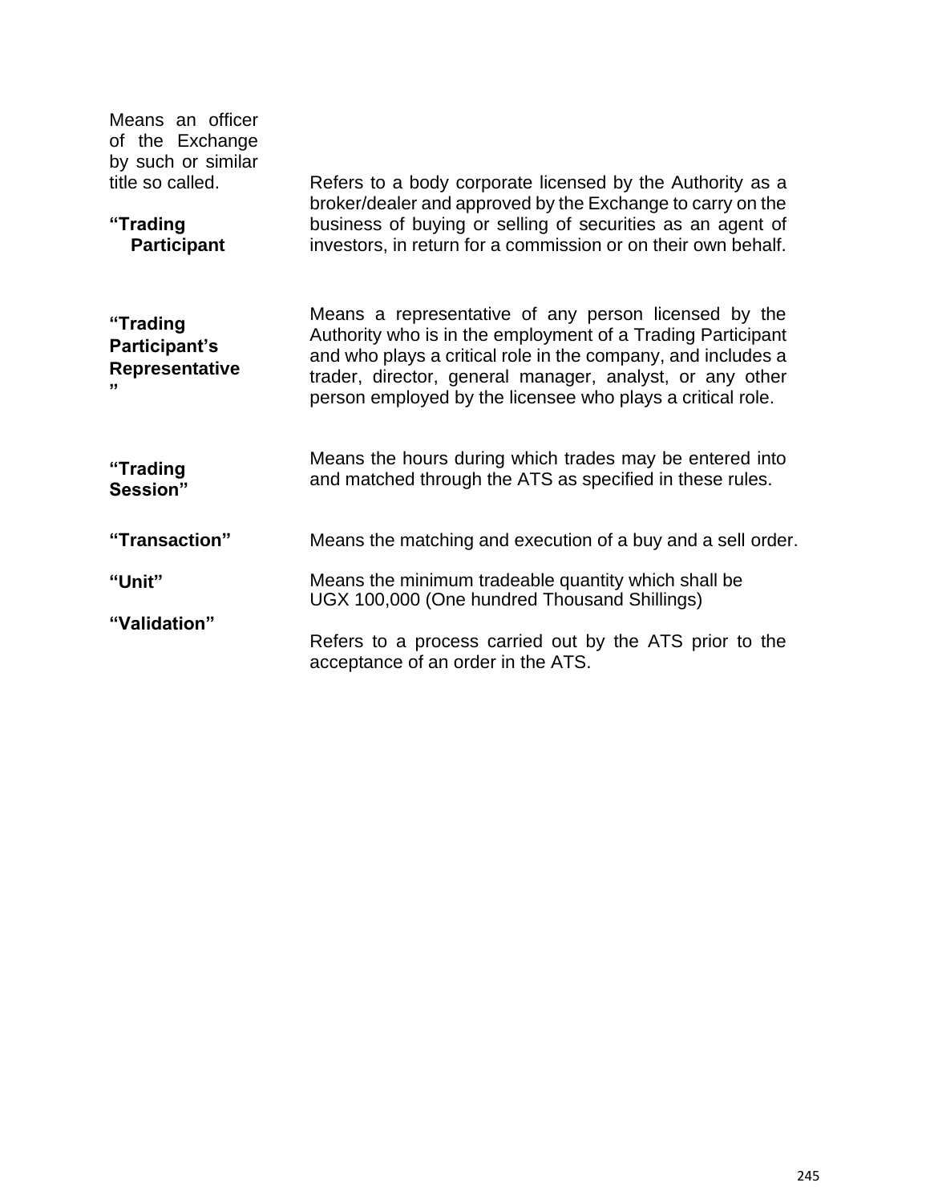Means an officer of the Exchange by such or similar title so called.

| | |
|---|---|
| **"Trading Participant** | Refers to a body corporate licensed by the Authority as a broker/dealer and approved by the Exchange to carry on the business of buying or selling of securities as an agent of investors, in return for a commission or on their own behalf. |
| **"Trading Participant's Representative"** | Means a representative of any person licensed by the Authority who is in the employment of a Trading Participant and who plays a critical role in the company, and includes a trader, director, general manager, analyst, or any other person employed by the licensee who plays a critical role. |
| **"Trading Session"** | Means the hours during which trades may be entered into and matched through the ATS as specified in these rules. |
| **"Transaction"** | Means the matching and execution of a buy and a sell order. |
| **"Unit"** | Means the minimum tradeable quantity which shall be UGX 100,000 (One hundred Thousand Shillings) |
| **"Validation"** | Refers to a process carried out by the ATS prior to the acceptance of an order in the ATS. |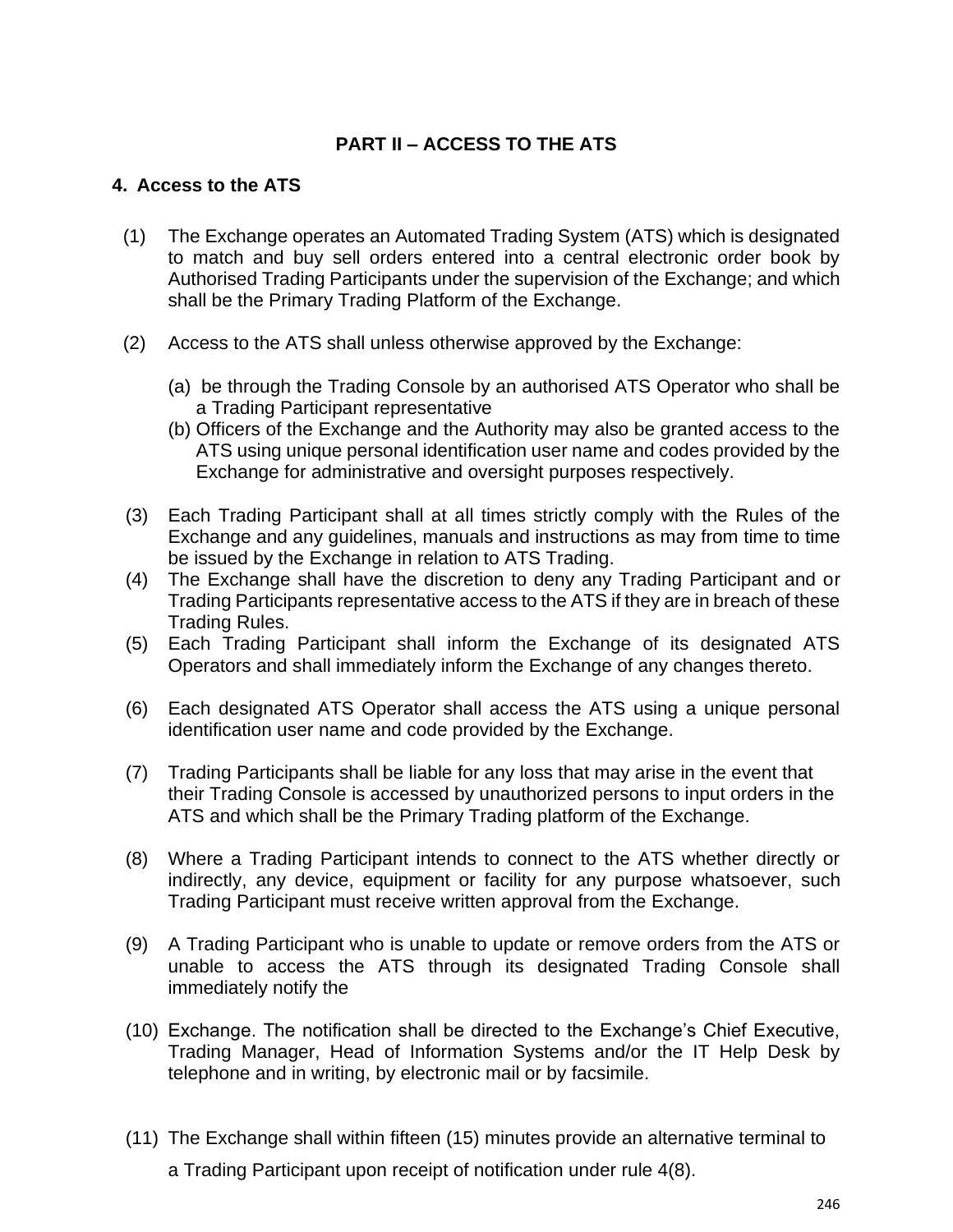# PART II – ACCESS TO THE ATS

## 4. Access to the ATS

(1) The Exchange operates an Automated Trading System (ATS) which is designated to match and buy sell orders entered into a central electronic order book by Authorised Trading Participants under the supervision of the Exchange; and which shall be the Primary Trading Platform of the Exchange.

(2) Access to the ATS shall unless otherwise approved by the Exchange:

(a) be through the Trading Console by an authorised ATS Operator who shall be a Trading Participant representative

(b) Officers of the Exchange and the Authority may also be granted access to the ATS using unique personal identification user name and codes provided by the Exchange for administrative and oversight purposes respectively.

(3) Each Trading Participant shall at all times strictly comply with the Rules of the Exchange and any guidelines, manuals and instructions as may from time to time be issued by the Exchange in relation to ATS Trading.

(4) The Exchange shall have the discretion to deny any Trading Participant and or Trading Participants representative access to the ATS if they are in breach of these Trading Rules.

(5) Each Trading Participant shall inform the Exchange of its designated ATS Operators and shall immediately inform the Exchange of any changes thereto.

(6) Each designated ATS Operator shall access the ATS using a unique personal identification user name and code provided by the Exchange.

(7) Trading Participants shall be liable for any loss that may arise in the event that their Trading Console is accessed by unauthorized persons to input orders in the ATS and which shall be the Primary Trading platform of the Exchange.

(8) Where a Trading Participant intends to connect to the ATS whether directly or indirectly, any device, equipment or facility for any purpose whatsoever, such Trading Participant must receive written approval from the Exchange.

(9) A Trading Participant who is unable to update or remove orders from the ATS or unable to access the ATS through its designated Trading Console shall immediately notify the

(10) Exchange. The notification shall be directed to the Exchange's Chief Executive, Trading Manager, Head of Information Systems and/or the IT Help Desk by telephone and in writing, by electronic mail or by facsimile.

(11) The Exchange shall within fifteen (15) minutes provide an alternative terminal to a Trading Participant upon receipt of notification under rule 4(8).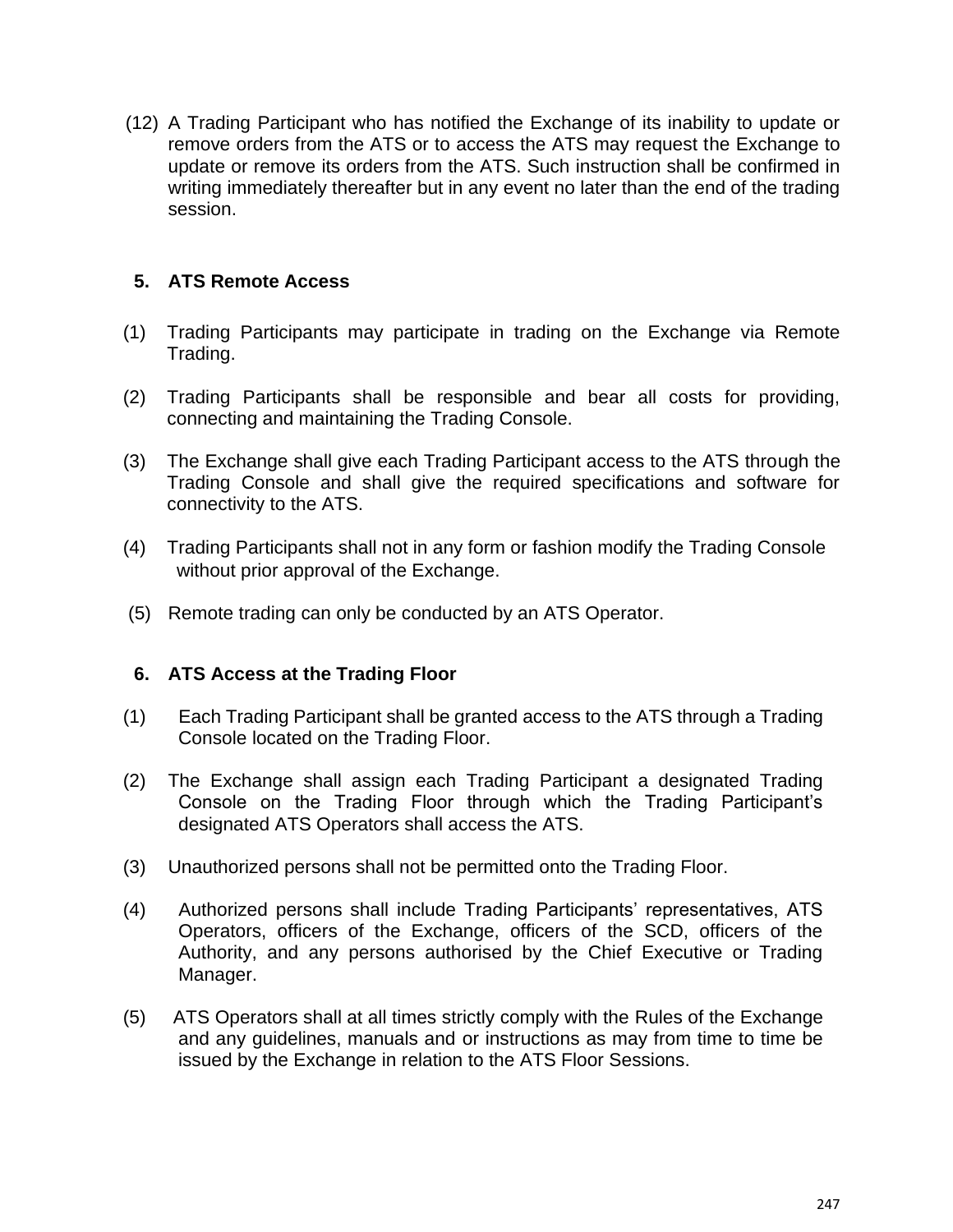(12) A Trading Participant who has notified the Exchange of its inability to update or remove orders from the ATS or to access the ATS may request the Exchange to update or remove its orders from the ATS. Such instruction shall be confirmed in writing immediately thereafter but in any event no later than the end of the trading session.

### 5. ATS Remote Access

(1) Trading Participants may participate in trading on the Exchange via Remote Trading.

(2) Trading Participants shall be responsible and bear all costs for providing, connecting and maintaining the Trading Console.

(3) The Exchange shall give each Trading Participant access to the ATS through the Trading Console and shall give the required specifications and software for connectivity to the ATS.

(4) Trading Participants shall not in any form or fashion modify the Trading Console without prior approval of the Exchange.

(5) Remote trading can only be conducted by an ATS Operator.

### 6. ATS Access at the Trading Floor

(1) Each Trading Participant shall be granted access to the ATS through a Trading Console located on the Trading Floor.

(2) The Exchange shall assign each Trading Participant a designated Trading Console on the Trading Floor through which the Trading Participant's designated ATS Operators shall access the ATS.

(3) Unauthorized persons shall not be permitted onto the Trading Floor.

(4) Authorized persons shall include Trading Participants' representatives, ATS Operators, officers of the Exchange, officers of the SCD, officers of the Authority, and any persons authorised by the Chief Executive or Trading Manager.

(5) ATS Operators shall at all times strictly comply with the Rules of the Exchange and any guidelines, manuals and or instructions as may from time to time be issued by the Exchange in relation to the ATS Floor Sessions.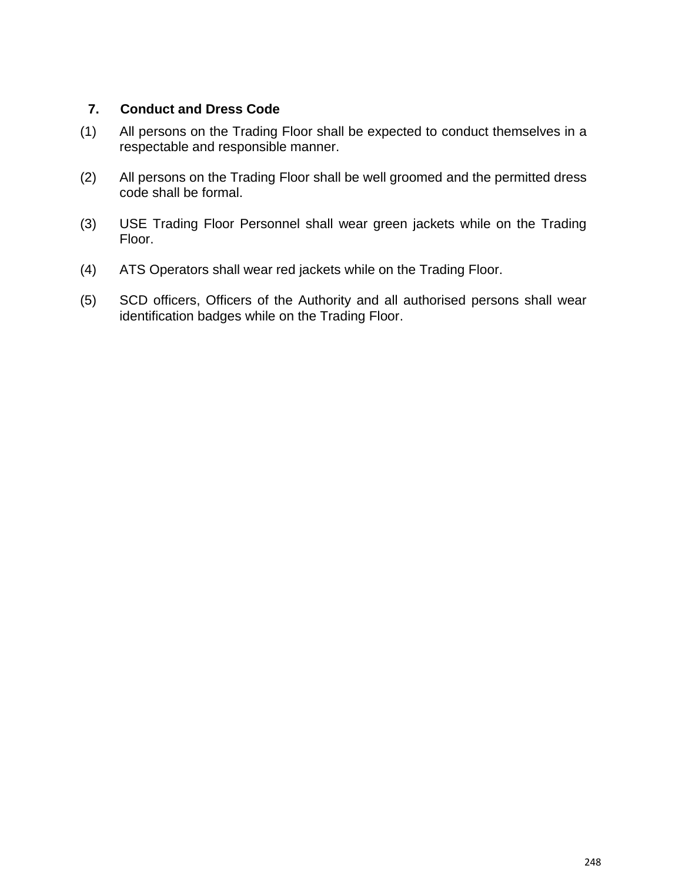## 7. Conduct and Dress Code

(1) All persons on the Trading Floor shall be expected to conduct themselves in a respectable and responsible manner.

(2) All persons on the Trading Floor shall be well groomed and the permitted dress code shall be formal.

(3) USE Trading Floor Personnel shall wear green jackets while on the Trading Floor.

(4) ATS Operators shall wear red jackets while on the Trading Floor.

(5) SCD officers, Officers of the Authority and all authorised persons shall wear identification badges while on the Trading Floor.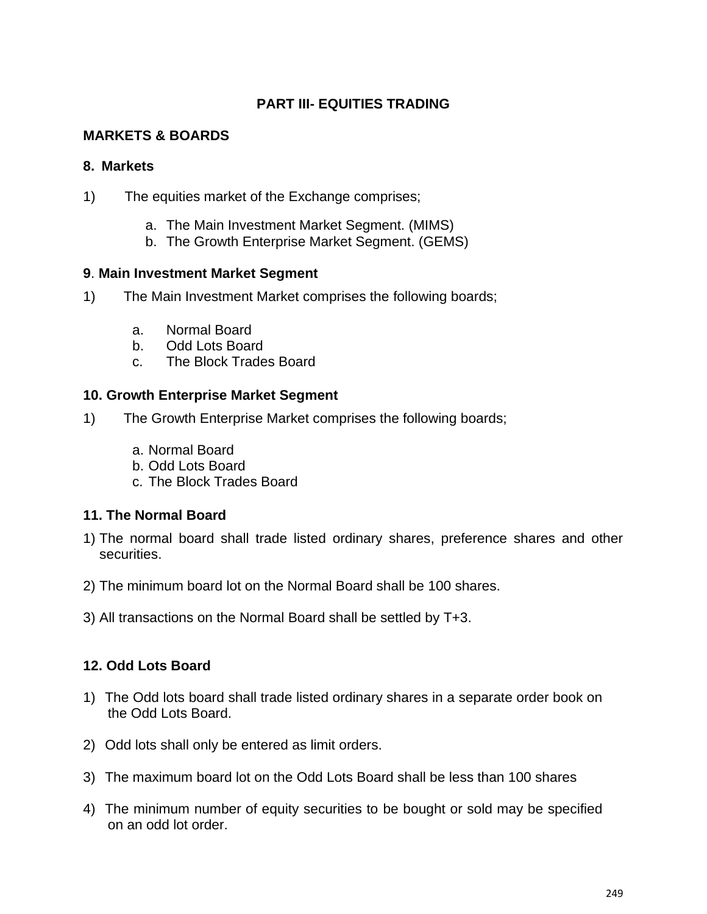## PART III- EQUITIES TRADING

### MARKETS & BOARDS

**8. Markets**

1) The equities market of the Exchange comprises;

   a. The Main Investment Market Segment. (MIMS)
   b. The Growth Enterprise Market Segment. (GEMS)

**9. Main Investment Market Segment**

1) The Main Investment Market comprises the following boards;

   a. Normal Board
   b. Odd Lots Board
   c. The Block Trades Board

**10. Growth Enterprise Market Segment**

1) The Growth Enterprise Market comprises the following boards;

   a. Normal Board
   b. Odd Lots Board
   c. The Block Trades Board

**11. The Normal Board**

1) The normal board shall trade listed ordinary shares, preference shares and other securities.

2) The minimum board lot on the Normal Board shall be 100 shares.

3) All transactions on the Normal Board shall be settled by T+3.

**12. Odd Lots Board**

1) The Odd lots board shall trade listed ordinary shares in a separate order book on the Odd Lots Board.

2) Odd lots shall only be entered as limit orders.

3) The maximum board lot on the Odd Lots Board shall be less than 100 shares

4) The minimum number of equity securities to be bought or sold may be specified on an odd lot order.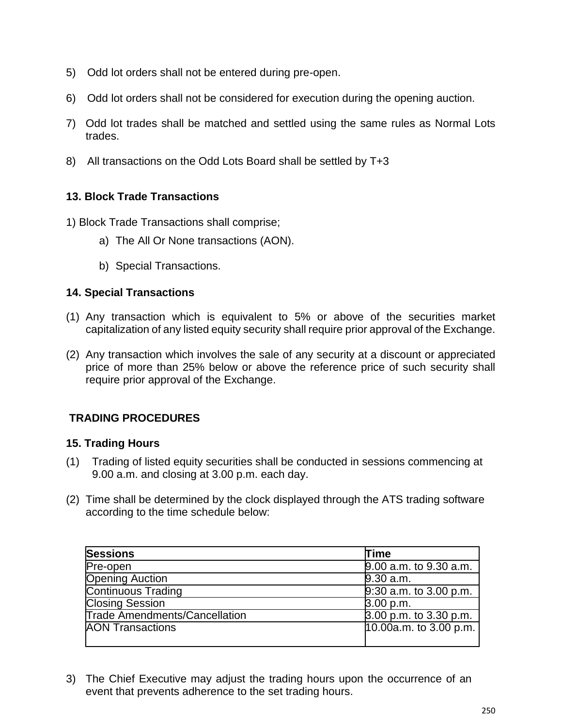5) Odd lot orders shall not be entered during pre-open.

6) Odd lot orders shall not be considered for execution during the opening auction.

7) Odd lot trades shall be matched and settled using the same rules as Normal Lots trades.

8) All transactions on the Odd Lots Board shall be settled by T+3

### 13. Block Trade Transactions

1) Block Trade Transactions shall comprise;

   a) The All Or None transactions (AON).

   b) Special Transactions.

### 14. Special Transactions

(1) Any transaction which is equivalent to 5% or above of the securities market capitalization of any listed equity security shall require prior approval of the Exchange.

(2) Any transaction which involves the sale of any security at a discount or appreciated price of more than 25% below or above the reference price of such security shall require prior approval of the Exchange.

## TRADING PROCEDURES

### 15. Trading Hours

(1) Trading of listed equity securities shall be conducted in sessions commencing at 9.00 a.m. and closing at 3.00 p.m. each day.

(2) Time shall be determined by the clock displayed through the ATS trading software according to the time schedule below:

| Sessions | Time |
|---|---|
| Pre-open | 9.00 a.m. to 9.30 a.m. |
| Opening Auction | 9.30 a.m. |
| Continuous Trading | 9:30 a.m. to 3.00 p.m. |
| Closing Session | 3.00 p.m. |
| Trade Amendments/Cancellation | 3.00 p.m. to 3.30 p.m. |
| AON Transactions | 10.00a.m. to 3.00 p.m. |

3) The Chief Executive may adjust the trading hours upon the occurrence of an event that prevents adherence to the set trading hours.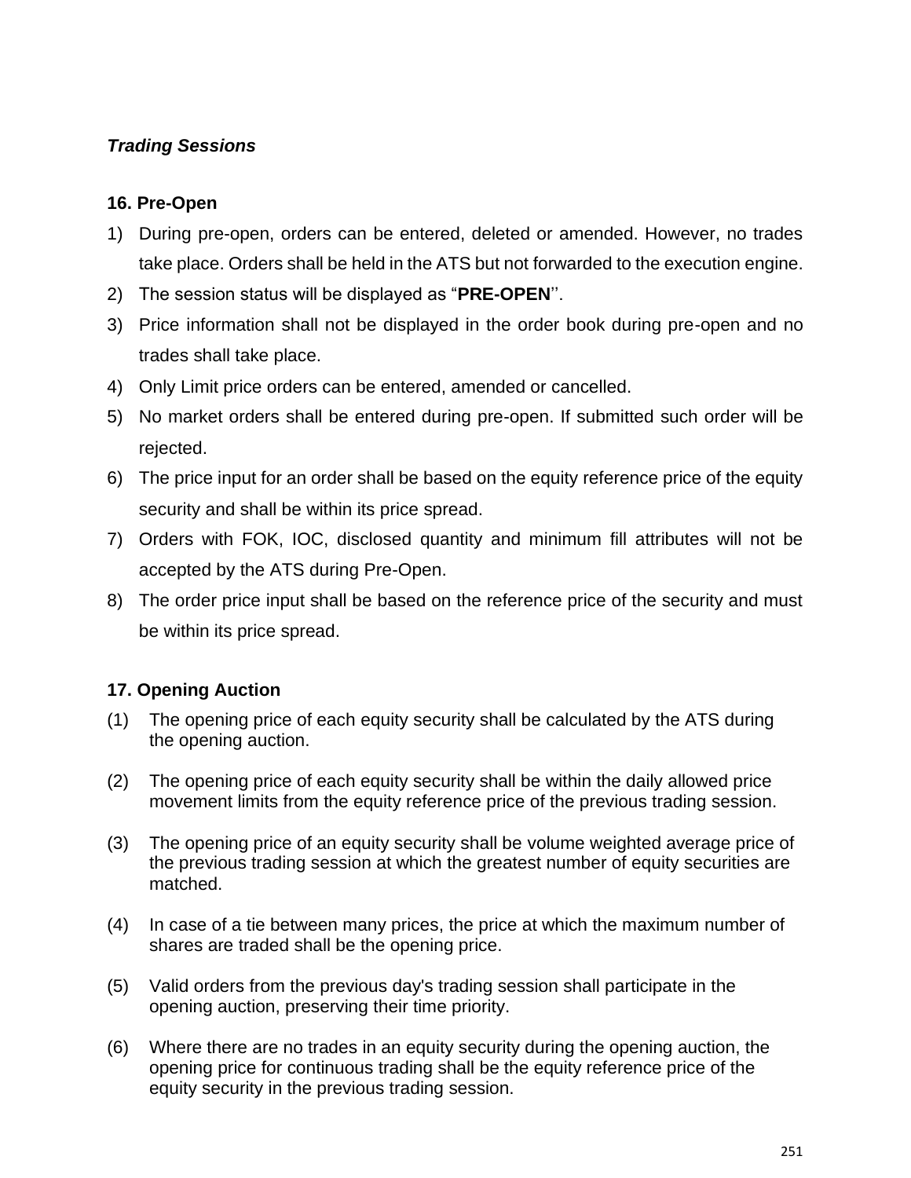*Trading Sessions*

**16. Pre-Open**

1) During pre-open, orders can be entered, deleted or amended. However, no trades take place. Orders shall be held in the ATS but not forwarded to the execution engine.
2) The session status will be displayed as "**PRE-OPEN**''.
3) Price information shall not be displayed in the order book during pre-open and no trades shall take place.
4) Only Limit price orders can be entered, amended or cancelled.
5) No market orders shall be entered during pre-open. If submitted such order will be rejected.
6) The price input for an order shall be based on the equity reference price of the equity security and shall be within its price spread.
7) Orders with FOK, IOC, disclosed quantity and minimum fill attributes will not be accepted by the ATS during Pre-Open.
8) The order price input shall be based on the reference price of the security and must be within its price spread.

**17. Opening Auction**

(1) The opening price of each equity security shall be calculated by the ATS during the opening auction.

(2) The opening price of each equity security shall be within the daily allowed price movement limits from the equity reference price of the previous trading session.

(3) The opening price of an equity security shall be volume weighted average price of the previous trading session at which the greatest number of equity securities are matched.

(4) In case of a tie between many prices, the price at which the maximum number of shares are traded shall be the opening price.

(5) Valid orders from the previous day's trading session shall participate in the opening auction, preserving their time priority.

(6) Where there are no trades in an equity security during the opening auction, the opening price for continuous trading shall be the equity reference price of the equity security in the previous trading session.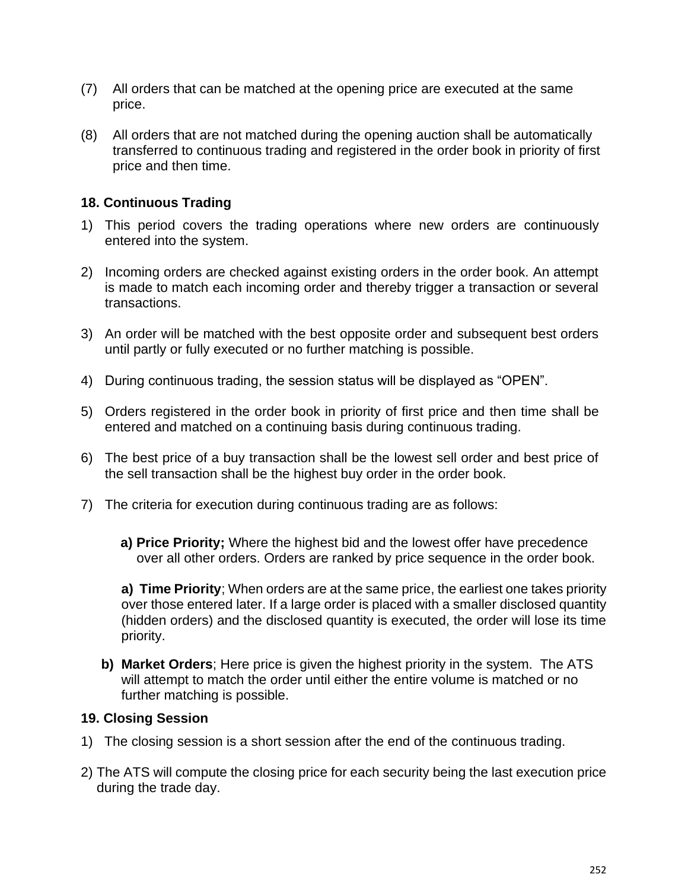(7) All orders that can be matched at the opening price are executed at the same price.

(8) All orders that are not matched during the opening auction shall be automatically transferred to continuous trading and registered in the order book in priority of first price and then time.

**18. Continuous Trading**

1) This period covers the trading operations where new orders are continuously entered into the system.

2) Incoming orders are checked against existing orders in the order book. An attempt is made to match each incoming order and thereby trigger a transaction or several transactions.

3) An order will be matched with the best opposite order and subsequent best orders until partly or fully executed or no further matching is possible.

4) During continuous trading, the session status will be displayed as “OPEN”.

5) Orders registered in the order book in priority of first price and then time shall be entered and matched on a continuing basis during continuous trading.

6) The best price of a buy transaction shall be the lowest sell order and best price of the sell transaction shall be the highest buy order in the order book.

7) The criteria for execution during continuous trading are as follows:

   **a) Price Priority;** Where the highest bid and the lowest offer have precedence over all other orders. Orders are ranked by price sequence in the order book.

   **a) Time Priority**; When orders are at the same price, the earliest one takes priority over those entered later. If a large order is placed with a smaller disclosed quantity (hidden orders) and the disclosed quantity is executed, the order will lose its time priority.

   **b) Market Orders**; Here price is given the highest priority in the system. The ATS will attempt to match the order until either the entire volume is matched or no further matching is possible.

**19. Closing Session**

1) The closing session is a short session after the end of the continuous trading.

2) The ATS will compute the closing price for each security being the last execution price during the trade day.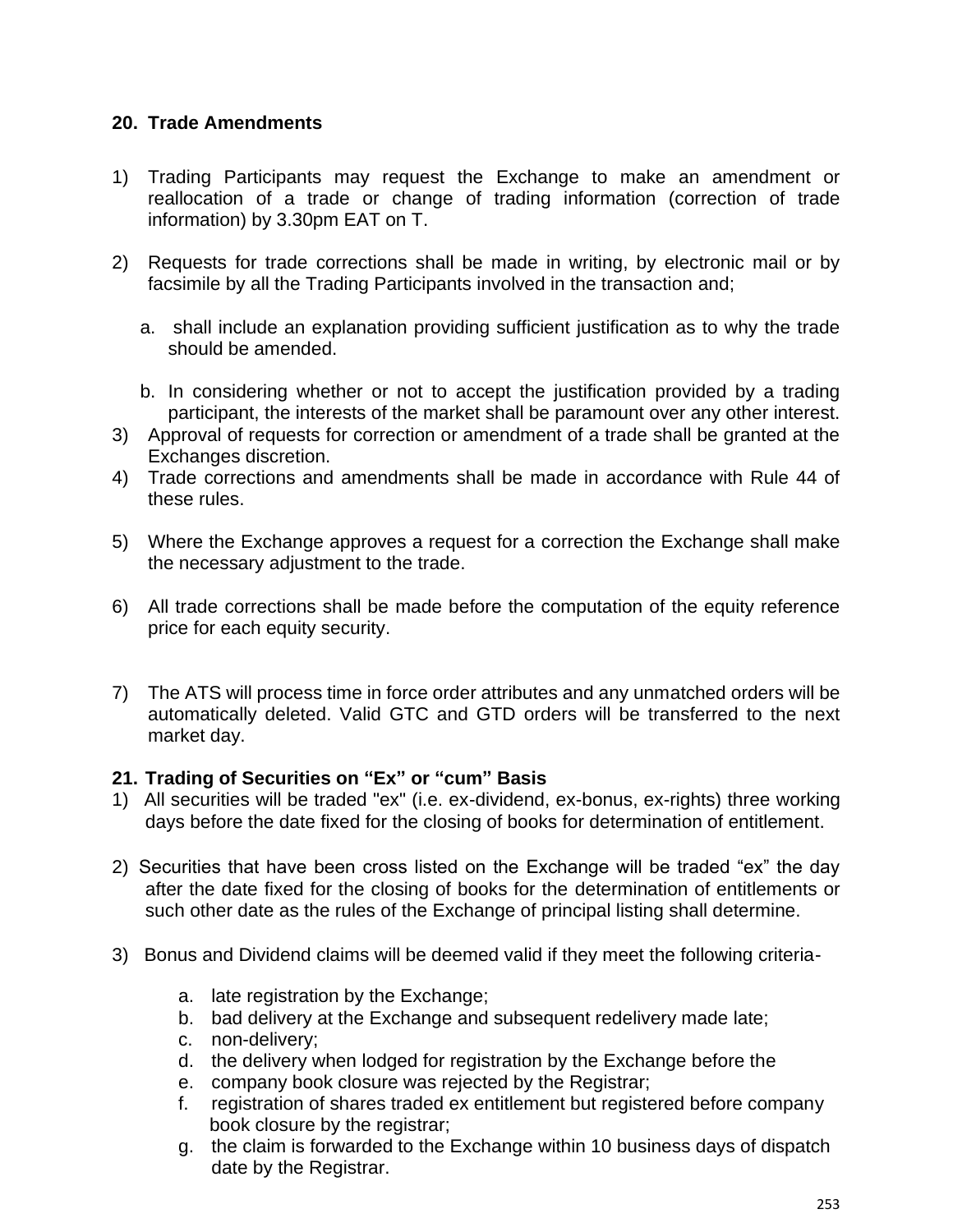## 20. Trade Amendments

1) Trading Participants may request the Exchange to make an amendment or reallocation of a trade or change of trading information (correction of trade information) by 3.30pm EAT on T.

2) Requests for trade corrections shall be made in writing, by electronic mail or by facsimile by all the Trading Participants involved in the transaction and;

   a. shall include an explanation providing sufficient justification as to why the trade should be amended.

   b. In considering whether or not to accept the justification provided by a trading participant, the interests of the market shall be paramount over any other interest.

3) Approval of requests for correction or amendment of a trade shall be granted at the Exchanges discretion.

4) Trade corrections and amendments shall be made in accordance with Rule 44 of these rules.

5) Where the Exchange approves a request for a correction the Exchange shall make the necessary adjustment to the trade.

6) All trade corrections shall be made before the computation of the equity reference price for each equity security.

7) The ATS will process time in force order attributes and any unmatched orders will be automatically deleted. Valid GTC and GTD orders will be transferred to the next market day.

## 21. Trading of Securities on "Ex" or "cum" Basis

1) All securities will be traded "ex" (i.e. ex-dividend, ex-bonus, ex-rights) three working days before the date fixed for the closing of books for determination of entitlement.

2) Securities that have been cross listed on the Exchange will be traded "ex" the day after the date fixed for the closing of books for the determination of entitlements or such other date as the rules of the Exchange of principal listing shall determine.

3) Bonus and Dividend claims will be deemed valid if they meet the following criteria-

   a. late registration by the Exchange;
   b. bad delivery at the Exchange and subsequent redelivery made late;
   c. non-delivery;
   d. the delivery when lodged for registration by the Exchange before the
   e. company book closure was rejected by the Registrar;
   f. registration of shares traded ex entitlement but registered before company book closure by the registrar;
   g. the claim is forwarded to the Exchange within 10 business days of dispatch date by the Registrar.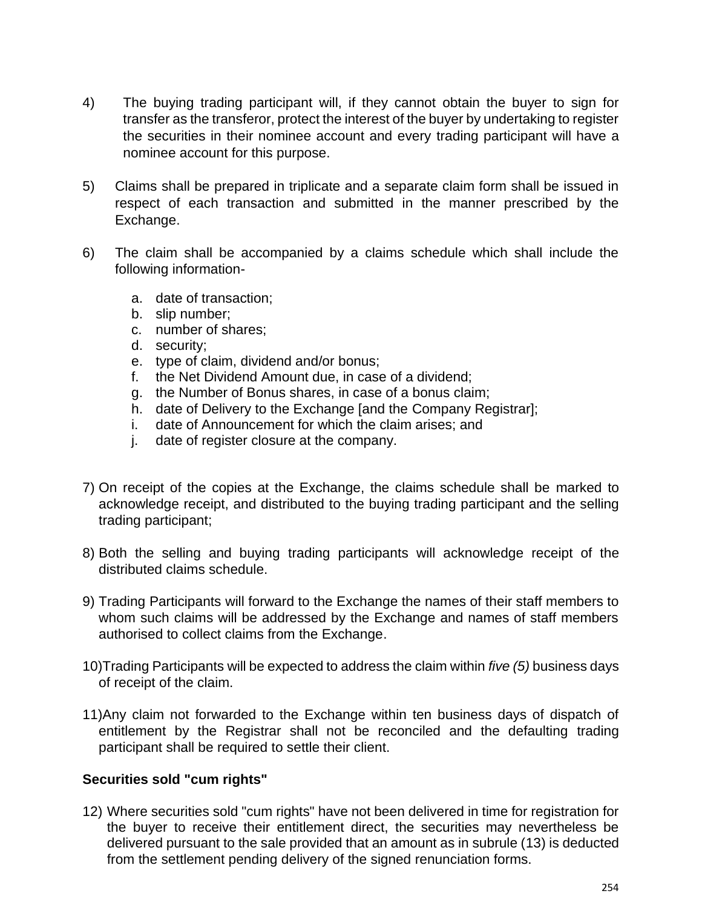4) The buying trading participant will, if they cannot obtain the buyer to sign for transfer as the transferor, protect the interest of the buyer by undertaking to register the securities in their nominee account and every trading participant will have a nominee account for this purpose.

5) Claims shall be prepared in triplicate and a separate claim form shall be issued in respect of each transaction and submitted in the manner prescribed by the Exchange.

6) The claim shall be accompanied by a claims schedule which shall include the following information-

    a. date of transaction;
    b. slip number;
    c. number of shares;
    d. security;
    e. type of claim, dividend and/or bonus;
    f. the Net Dividend Amount due, in case of a dividend;
    g. the Number of Bonus shares, in case of a bonus claim;
    h. date of Delivery to the Exchange [and the Company Registrar];
    i. date of Announcement for which the claim arises; and
    j. date of register closure at the company.

7) On receipt of the copies at the Exchange, the claims schedule shall be marked to acknowledge receipt, and distributed to the buying trading participant and the selling trading participant;

8) Both the selling and buying trading participants will acknowledge receipt of the distributed claims schedule.

9) Trading Participants will forward to the Exchange the names of their staff members to whom such claims will be addressed by the Exchange and names of staff members authorised to collect claims from the Exchange.

10) Trading Participants will be expected to address the claim within *five (5)* business days of receipt of the claim.

11) Any claim not forwarded to the Exchange within ten business days of dispatch of entitlement by the Registrar shall not be reconciled and the defaulting trading participant shall be required to settle their client.

**Securities sold "cum rights"**

12) Where securities sold "cum rights" have not been delivered in time for registration for the buyer to receive their entitlement direct, the securities may nevertheless be delivered pursuant to the sale provided that an amount as in subrule (13) is deducted from the settlement pending delivery of the signed renunciation forms.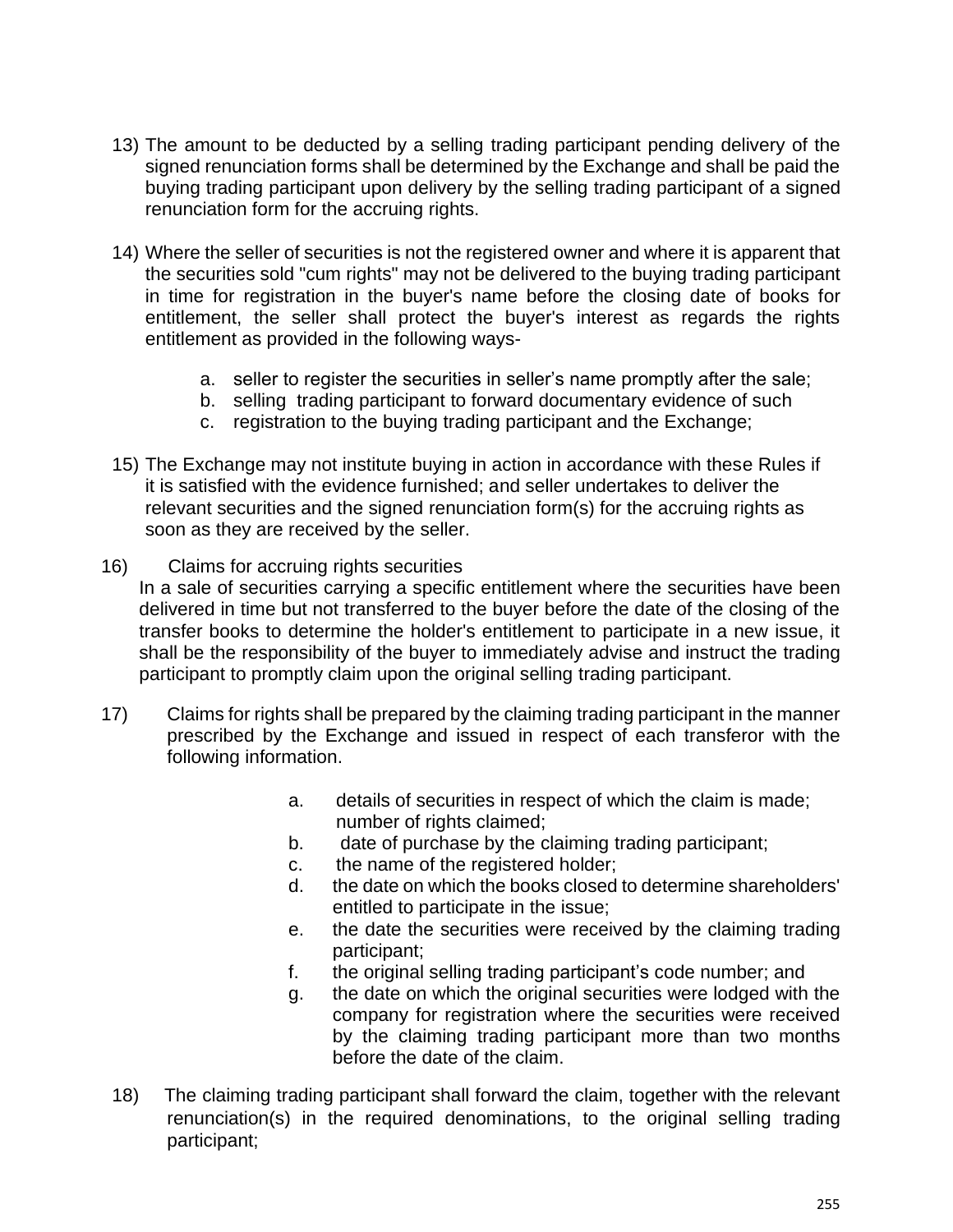13) The amount to be deducted by a selling trading participant pending delivery of the signed renunciation forms shall be determined by the Exchange and shall be paid the buying trading participant upon delivery by the selling trading participant of a signed renunciation form for the accruing rights.

14) Where the seller of securities is not the registered owner and where it is apparent that the securities sold "cum rights" may not be delivered to the buying trading participant in time for registration in the buyer's name before the closing date of books for entitlement, the seller shall protect the buyer's interest as regards the rights entitlement as provided in the following ways-

    a. seller to register the securities in seller's name promptly after the sale;
    b. selling trading participant to forward documentary evidence of such
    c. registration to the buying trading participant and the Exchange;

15) The Exchange may not institute buying in action in accordance with these Rules if it is satisfied with the evidence furnished; and seller undertakes to deliver the relevant securities and the signed renunciation form(s) for the accruing rights as soon as they are received by the seller.

16) Claims for accruing rights securities

    In a sale of securities carrying a specific entitlement where the securities have been delivered in time but not transferred to the buyer before the date of the closing of the transfer books to determine the holder's entitlement to participate in a new issue, it shall be the responsibility of the buyer to immediately advise and instruct the trading participant to promptly claim upon the original selling trading participant.

17) Claims for rights shall be prepared by the claiming trading participant in the manner prescribed by the Exchange and issued in respect of each transferor with the following information.

    a. details of securities in respect of which the claim is made; number of rights claimed;
    b. date of purchase by the claiming trading participant;
    c. the name of the registered holder;
    d. the date on which the books closed to determine shareholders' entitled to participate in the issue;
    e. the date the securities were received by the claiming trading participant;
    f. the original selling trading participant's code number; and
    g. the date on which the original securities were lodged with the company for registration where the securities were received by the claiming trading participant more than two months before the date of the claim.

18) The claiming trading participant shall forward the claim, together with the relevant renunciation(s) in the required denominations, to the original selling trading participant;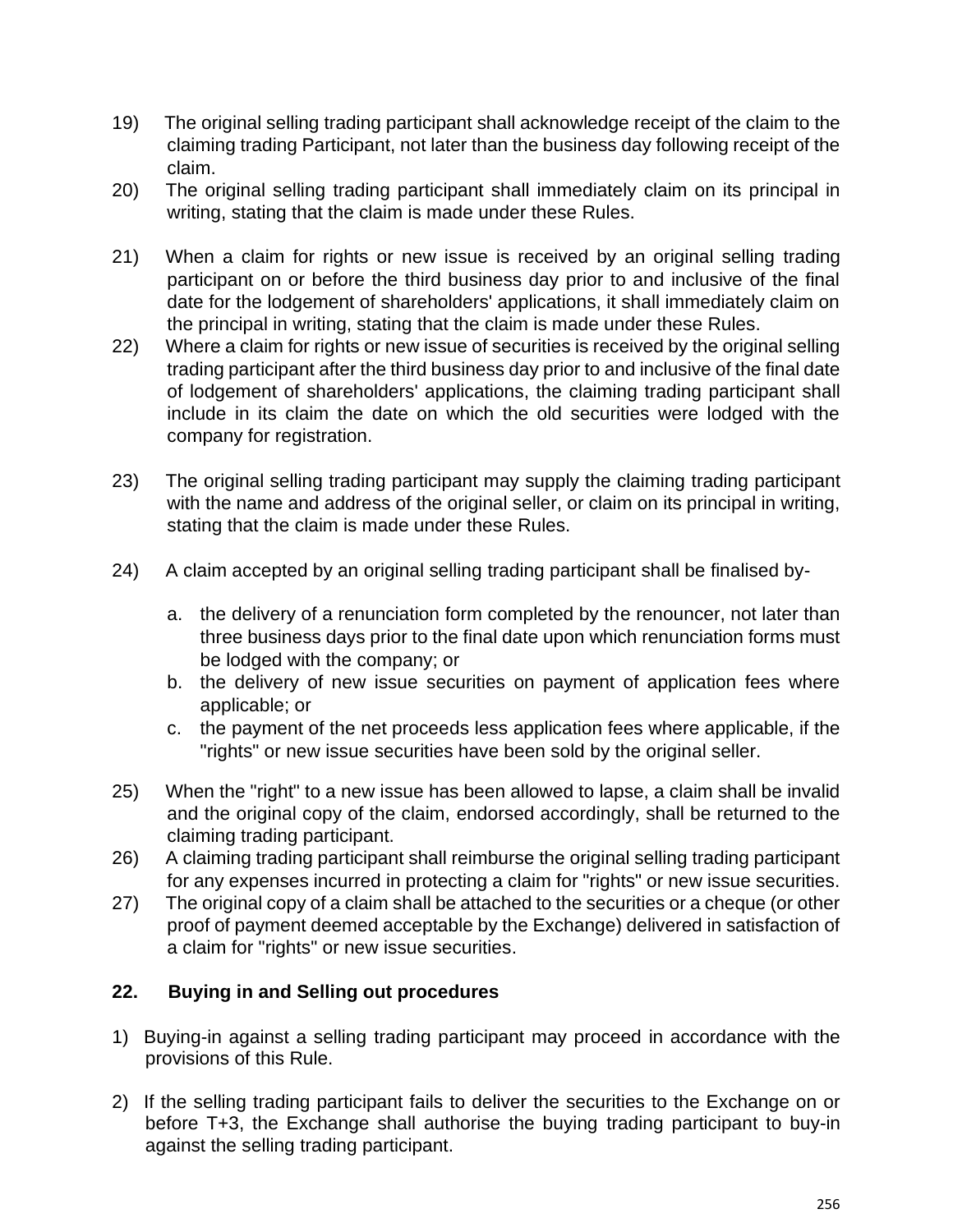19) The original selling trading participant shall acknowledge receipt of the claim to the claiming trading Participant, not later than the business day following receipt of the claim.
20) The original selling trading participant shall immediately claim on its principal in writing, stating that the claim is made under these Rules.

21) When a claim for rights or new issue is received by an original selling trading participant on or before the third business day prior to and inclusive of the final date for the lodgement of shareholders' applications, it shall immediately claim on the principal in writing, stating that the claim is made under these Rules.
22) Where a claim for rights or new issue of securities is received by the original selling trading participant after the third business day prior to and inclusive of the final date of lodgement of shareholders' applications, the claiming trading participant shall include in its claim the date on which the old securities were lodged with the company for registration.

23) The original selling trading participant may supply the claiming trading participant with the name and address of the original seller, or claim on its principal in writing, stating that the claim is made under these Rules.

24) A claim accepted by an original selling trading participant shall be finalised by-

   a. the delivery of a renunciation form completed by the renouncer, not later than three business days prior to the final date upon which renunciation forms must be lodged with the company; or
   b. the delivery of new issue securities on payment of application fees where applicable; or
   c. the payment of the net proceeds less application fees where applicable, if the "rights" or new issue securities have been sold by the original seller.

25) When the "right" to a new issue has been allowed to lapse, a claim shall be invalid and the original copy of the claim, endorsed accordingly, shall be returned to the claiming trading participant.
26) A claiming trading participant shall reimburse the original selling trading participant for any expenses incurred in protecting a claim for "rights" or new issue securities.
27) The original copy of a claim shall be attached to the securities or a cheque (or other proof of payment deemed acceptable by the Exchange) delivered in satisfaction of a claim for "rights" or new issue securities.

**22. Buying in and Selling out procedures**

1) Buying-in against a selling trading participant may proceed in accordance with the provisions of this Rule.

2) If the selling trading participant fails to deliver the securities to the Exchange on or before T+3, the Exchange shall authorise the buying trading participant to buy-in against the selling trading participant.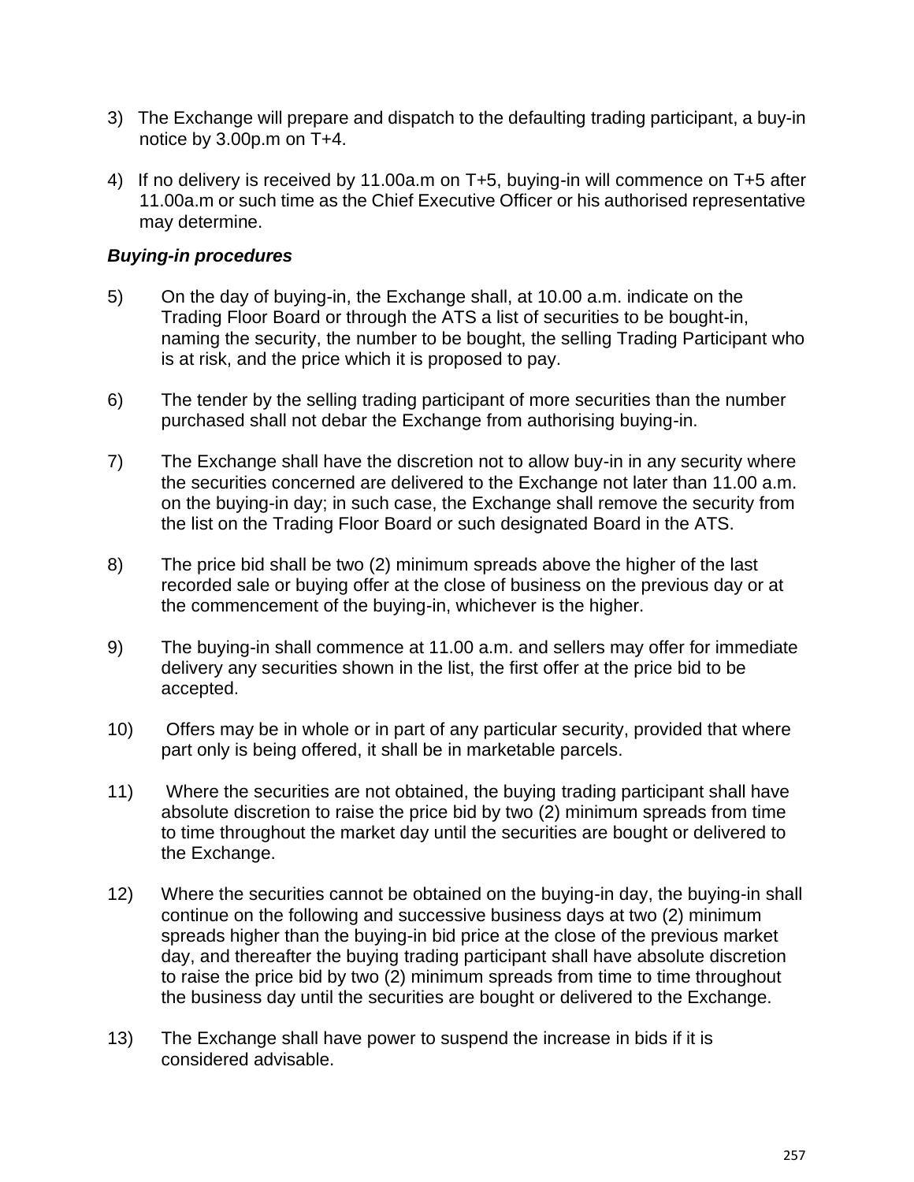3) The Exchange will prepare and dispatch to the defaulting trading participant, a buy-in notice by 3.00p.m on T+4.

4) If no delivery is received by 11.00a.m on T+5, buying-in will commence on T+5 after 11.00a.m or such time as the Chief Executive Officer or his authorised representative may determine.

***Buying-in procedures***

5) On the day of buying-in, the Exchange shall, at 10.00 a.m. indicate on the Trading Floor Board or through the ATS a list of securities to be bought-in, naming the security, the number to be bought, the selling Trading Participant who is at risk, and the price which it is proposed to pay.

6) The tender by the selling trading participant of more securities than the number purchased shall not debar the Exchange from authorising buying-in.

7) The Exchange shall have the discretion not to allow buy-in in any security where the securities concerned are delivered to the Exchange not later than 11.00 a.m. on the buying-in day; in such case, the Exchange shall remove the security from the list on the Trading Floor Board or such designated Board in the ATS.

8) The price bid shall be two (2) minimum spreads above the higher of the last recorded sale or buying offer at the close of business on the previous day or at the commencement of the buying-in, whichever is the higher.

9) The buying-in shall commence at 11.00 a.m. and sellers may offer for immediate delivery any securities shown in the list, the first offer at the price bid to be accepted.

10) Offers may be in whole or in part of any particular security, provided that where part only is being offered, it shall be in marketable parcels.

11) Where the securities are not obtained, the buying trading participant shall have absolute discretion to raise the price bid by two (2) minimum spreads from time to time throughout the market day until the securities are bought or delivered to the Exchange.

12) Where the securities cannot be obtained on the buying-in day, the buying-in shall continue on the following and successive business days at two (2) minimum spreads higher than the buying-in bid price at the close of the previous market day, and thereafter the buying trading participant shall have absolute discretion to raise the price bid by two (2) minimum spreads from time to time throughout the business day until the securities are bought or delivered to the Exchange.

13) The Exchange shall have power to suspend the increase in bids if it is considered advisable.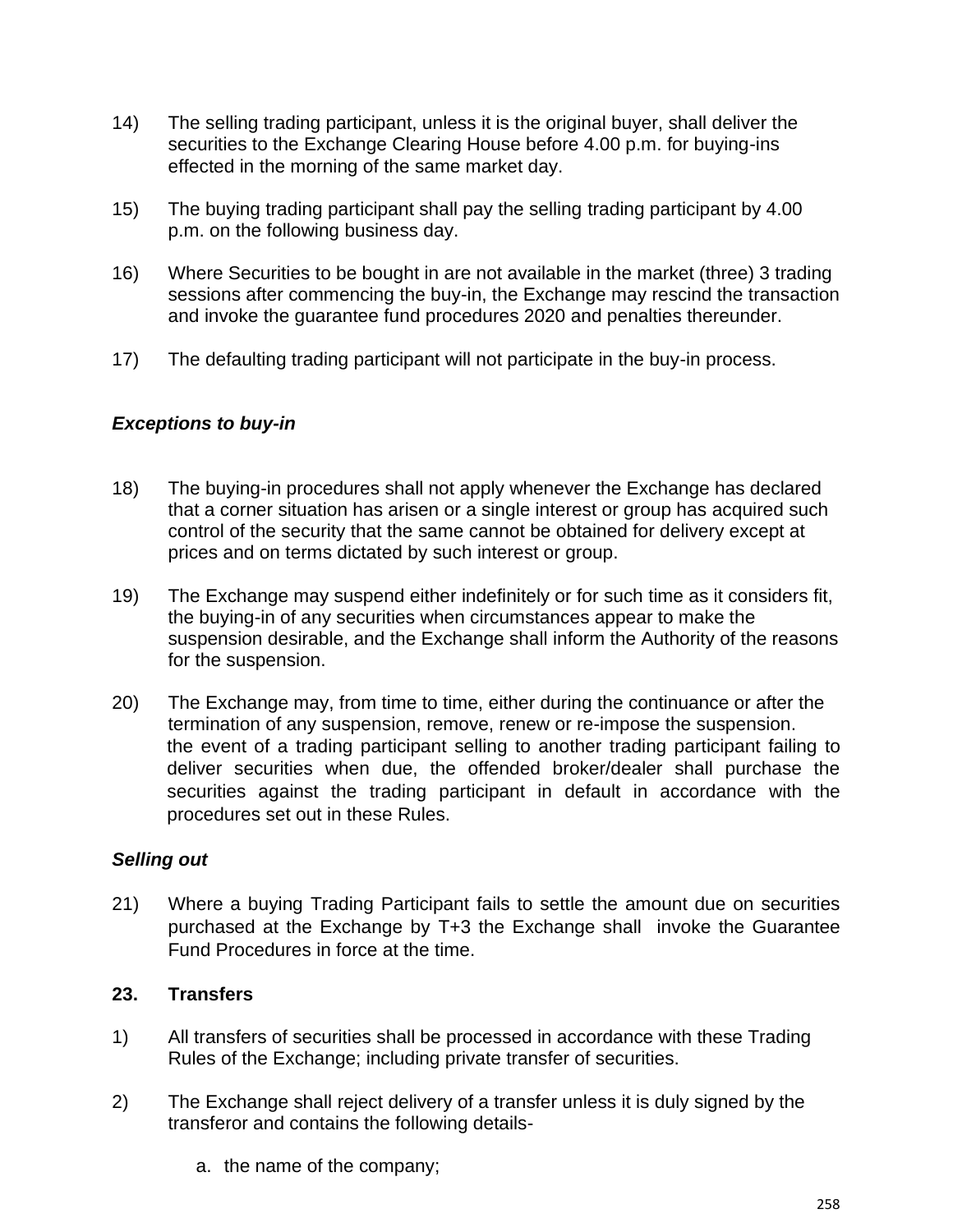14) The selling trading participant, unless it is the original buyer, shall deliver the securities to the Exchange Clearing House before 4.00 p.m. for buying-ins effected in the morning of the same market day.

15) The buying trading participant shall pay the selling trading participant by 4.00 p.m. on the following business day.

16) Where Securities to be bought in are not available in the market (three) 3 trading sessions after commencing the buy-in, the Exchange may rescind the transaction and invoke the guarantee fund procedures 2020 and penalties thereunder.

17) The defaulting trading participant will not participate in the buy-in process.

***Exceptions to buy-in***

18) The buying-in procedures shall not apply whenever the Exchange has declared that a corner situation has arisen or a single interest or group has acquired such control of the security that the same cannot be obtained for delivery except at prices and on terms dictated by such interest or group.

19) The Exchange may suspend either indefinitely or for such time as it considers fit, the buying-in of any securities when circumstances appear to make the suspension desirable, and the Exchange shall inform the Authority of the reasons for the suspension.

20) The Exchange may, from time to time, either during the continuance or after the termination of any suspension, remove, renew or re-impose the suspension.
the event of a trading participant selling to another trading participant failing to deliver securities when due, the offended broker/dealer shall purchase the securities against the trading participant in default in accordance with the procedures set out in these Rules.

***Selling out***

21) Where a buying Trading Participant fails to settle the amount due on securities purchased at the Exchange by T+3 the Exchange shall invoke the Guarantee Fund Procedures in force at the time.

**23. Transfers**

1) All transfers of securities shall be processed in accordance with these Trading Rules of the Exchange; including private transfer of securities.

2) The Exchange shall reject delivery of a transfer unless it is duly signed by the transferor and contains the following details-

   a. the name of the company;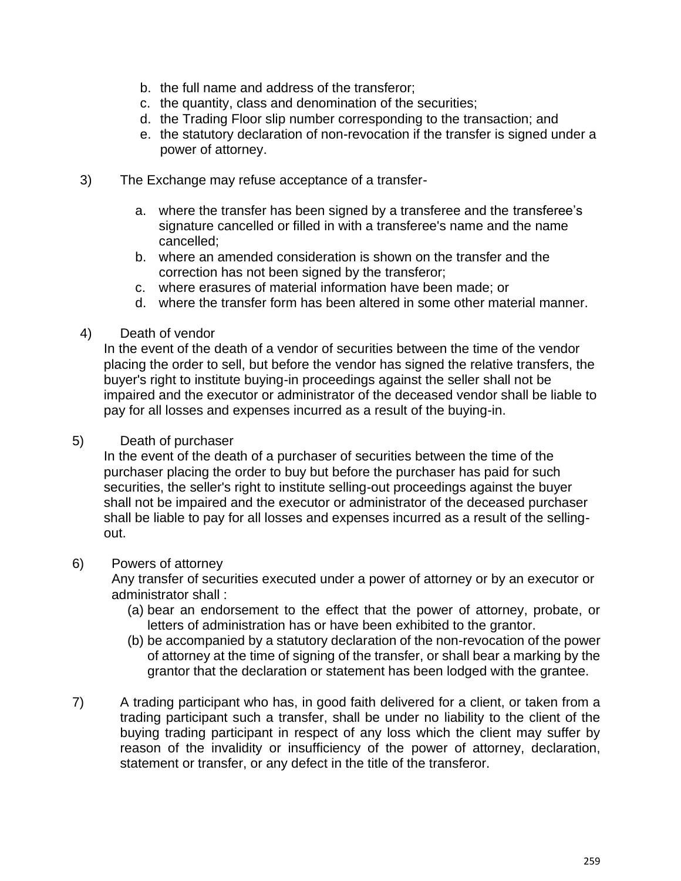b. the full name and address of the transferor;
c. the quantity, class and denomination of the securities;
d. the Trading Floor slip number corresponding to the transaction; and
e. the statutory declaration of non-revocation if the transfer is signed under a power of attorney.

3) The Exchange may refuse acceptance of a transfer-

a. where the transfer has been signed by a transferee and the transferee's signature cancelled or filled in with a transferee's name and the name cancelled;
b. where an amended consideration is shown on the transfer and the correction has not been signed by the transferor;
c. where erasures of material information have been made; or
d. where the transfer form has been altered in some other material manner.

4) Death of vendor

In the event of the death of a vendor of securities between the time of the vendor placing the order to sell, but before the vendor has signed the relative transfers, the buyer's right to institute buying-in proceedings against the seller shall not be impaired and the executor or administrator of the deceased vendor shall be liable to pay for all losses and expenses incurred as a result of the buying-in.

5) Death of purchaser

In the event of the death of a purchaser of securities between the time of the purchaser placing the order to buy but before the purchaser has paid for such securities, the seller's right to institute selling-out proceedings against the buyer shall not be impaired and the executor or administrator of the deceased purchaser shall be liable to pay for all losses and expenses incurred as a result of the selling-out.

6) Powers of attorney

Any transfer of securities executed under a power of attorney or by an executor or administrator shall :

(a) bear an endorsement to the effect that the power of attorney, probate, or letters of administration has or have been exhibited to the grantor.
(b) be accompanied by a statutory declaration of the non-revocation of the power of attorney at the time of signing of the transfer, or shall bear a marking by the grantor that the declaration or statement has been lodged with the grantee.

7) A trading participant who has, in good faith delivered for a client, or taken from a trading participant such a transfer, shall be under no liability to the client of the buying trading participant in respect of any loss which the client may suffer by reason of the invalidity or insufficiency of the power of attorney, declaration, statement or transfer, or any defect in the title of the transferor.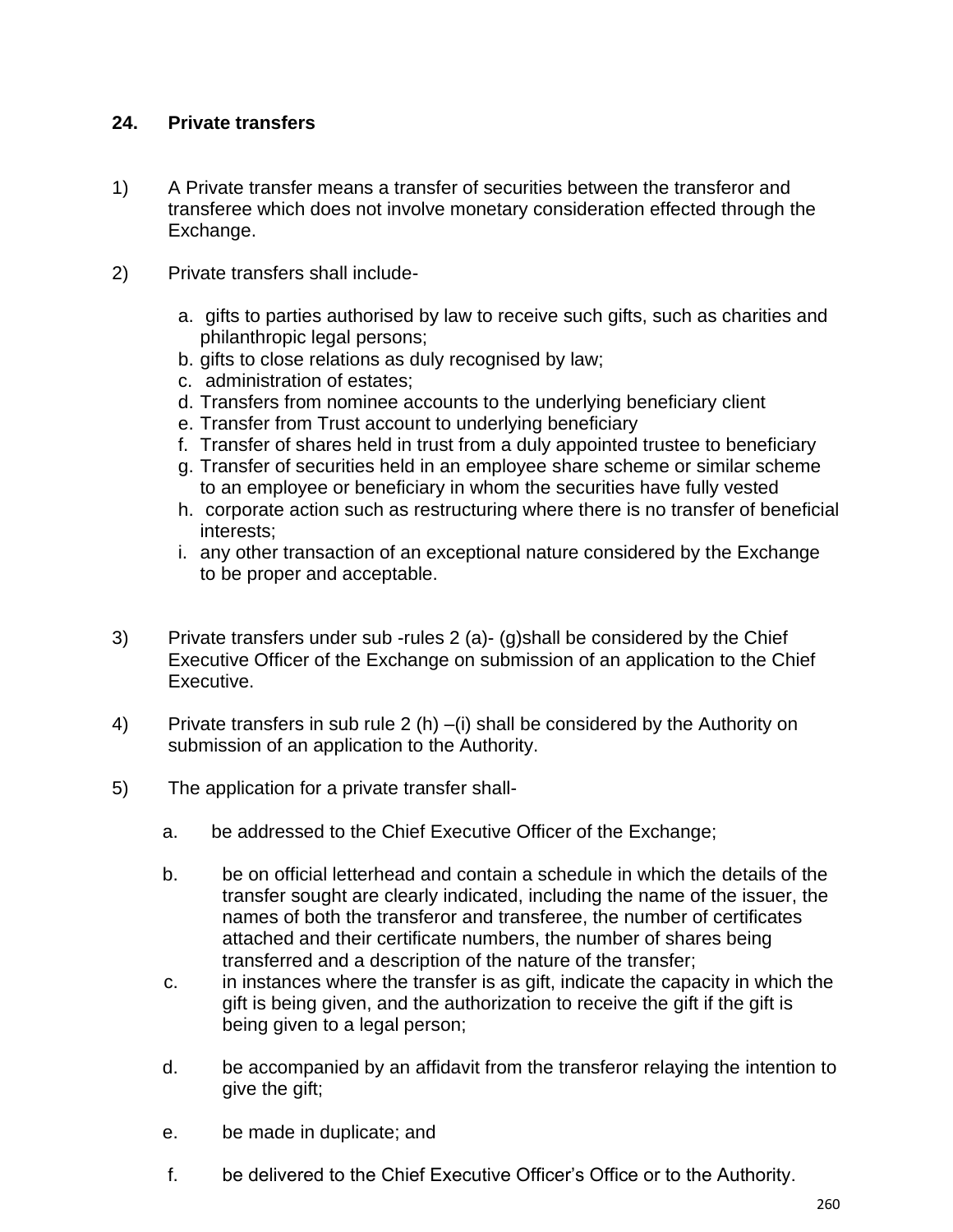## 24. Private transfers

1) A Private transfer means a transfer of securities between the transferor and transferee which does not involve monetary consideration effected through the Exchange.

2) Private transfers shall include-

   a. gifts to parties authorised by law to receive such gifts, such as charities and philanthropic legal persons;
   b. gifts to close relations as duly recognised by law;
   c. administration of estates;
   d. Transfers from nominee accounts to the underlying beneficiary client
   e. Transfer from Trust account to underlying beneficiary
   f. Transfer of shares held in trust from a duly appointed trustee to beneficiary
   g. Transfer of securities held in an employee share scheme or similar scheme to an employee or beneficiary in whom the securities have fully vested
   h. corporate action such as restructuring where there is no transfer of beneficial interests;
   i. any other transaction of an exceptional nature considered by the Exchange to be proper and acceptable.

3) Private transfers under sub -rules 2 (a)- (g)shall be considered by the Chief Executive Officer of the Exchange on submission of an application to the Chief Executive.

4) Private transfers in sub rule 2 (h) –(i) shall be considered by the Authority on submission of an application to the Authority.

5) The application for a private transfer shall-

   a. be addressed to the Chief Executive Officer of the Exchange;

   b. be on official letterhead and contain a schedule in which the details of the transfer sought are clearly indicated, including the name of the issuer, the names of both the transferor and transferee, the number of certificates attached and their certificate numbers, the number of shares being transferred and a description of the nature of the transfer;
   c. in instances where the transfer is as gift, indicate the capacity in which the gift is being given, and the authorization to receive the gift if the gift is being given to a legal person;

   d. be accompanied by an affidavit from the transferor relaying the intention to give the gift;

   e. be made in duplicate; and

   f. be delivered to the Chief Executive Officer's Office or to the Authority.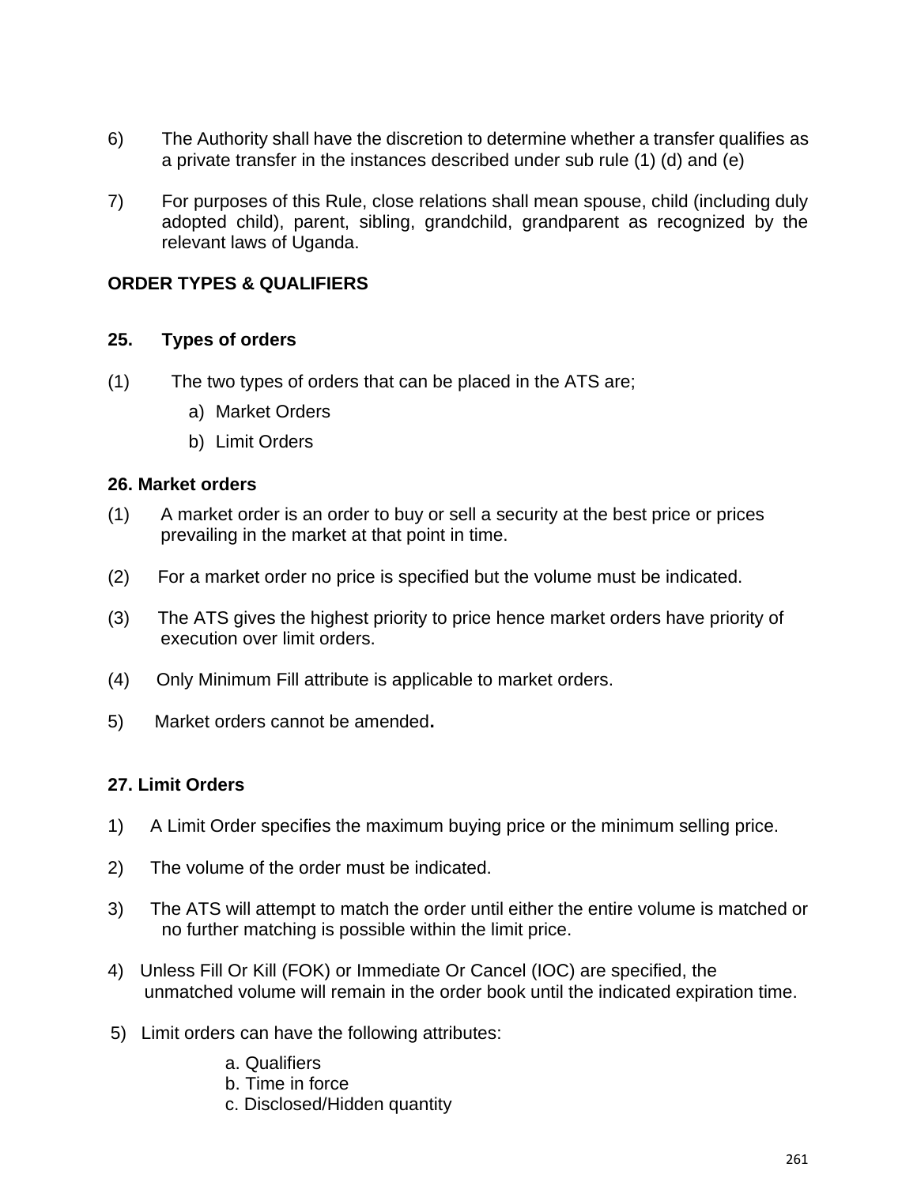6) The Authority shall have the discretion to determine whether a transfer qualifies as a private transfer in the instances described under sub rule (1) (d) and (e)

7) For purposes of this Rule, close relations shall mean spouse, child (including duly adopted child), parent, sibling, grandchild, grandparent as recognized by the relevant laws of Uganda.

## ORDER TYPES & QUALIFIERS

### 25. Types of orders

(1) The two types of orders that can be placed in the ATS are;

a) Market Orders
b) Limit Orders

### 26. Market orders

(1) A market order is an order to buy or sell a security at the best price or prices prevailing in the market at that point in time.

(2) For a market order no price is specified but the volume must be indicated.

(3) The ATS gives the highest priority to price hence market orders have priority of execution over limit orders.

(4) Only Minimum Fill attribute is applicable to market orders.

5) Market orders cannot be amended**.**

### 27. Limit Orders

1) A Limit Order specifies the maximum buying price or the minimum selling price.

2) The volume of the order must be indicated.

3) The ATS will attempt to match the order until either the entire volume is matched or no further matching is possible within the limit price.

4) Unless Fill Or Kill (FOK) or Immediate Or Cancel (IOC) are specified, the unmatched volume will remain in the order book until the indicated expiration time.

5) Limit orders can have the following attributes:

a. Qualifiers
b. Time in force
c. Disclosed/Hidden quantity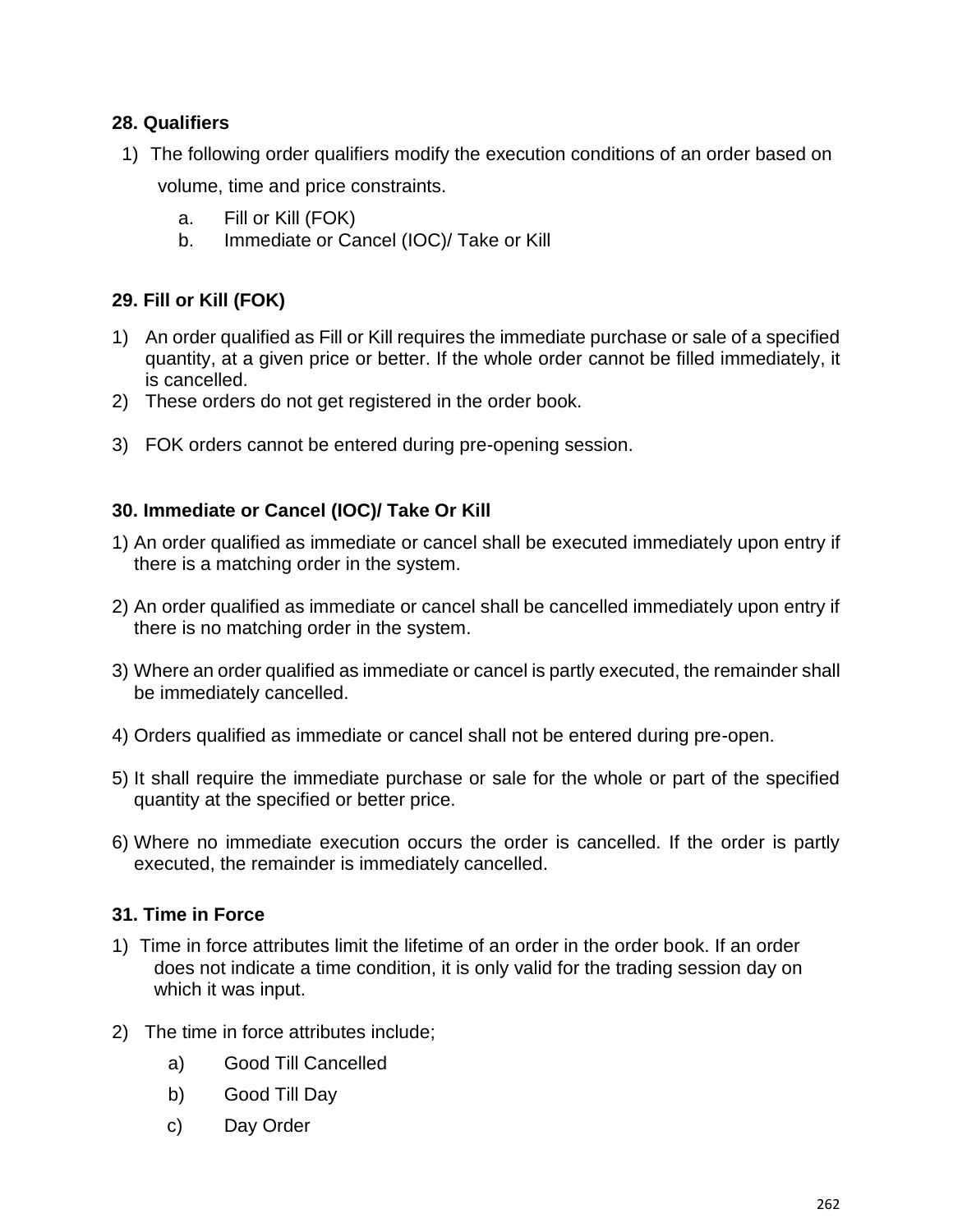### 28. Qualifiers

1) The following order qualifiers modify the execution conditions of an order based on volume, time and price constraints.
   a. Fill or Kill (FOK)
   b. Immediate or Cancel (IOC)/ Take or Kill

### 29. Fill or Kill (FOK)

1) An order qualified as Fill or Kill requires the immediate purchase or sale of a specified quantity, at a given price or better. If the whole order cannot be filled immediately, it is cancelled.
2) These orders do not get registered in the order book.
3) FOK orders cannot be entered during pre-opening session.

### 30. Immediate or Cancel (IOC)/ Take Or Kill

1) An order qualified as immediate or cancel shall be executed immediately upon entry if there is a matching order in the system.
2) An order qualified as immediate or cancel shall be cancelled immediately upon entry if there is no matching order in the system.
3) Where an order qualified as immediate or cancel is partly executed, the remainder shall be immediately cancelled.
4) Orders qualified as immediate or cancel shall not be entered during pre-open.
5) It shall require the immediate purchase or sale for the whole or part of the specified quantity at the specified or better price.
6) Where no immediate execution occurs the order is cancelled. If the order is partly executed, the remainder is immediately cancelled.

### 31. Time in Force

1) Time in force attributes limit the lifetime of an order in the order book. If an order does not indicate a time condition, it is only valid for the trading session day on which it was input.
2) The time in force attributes include;
   a) Good Till Cancelled
   b) Good Till Day
   c) Day Order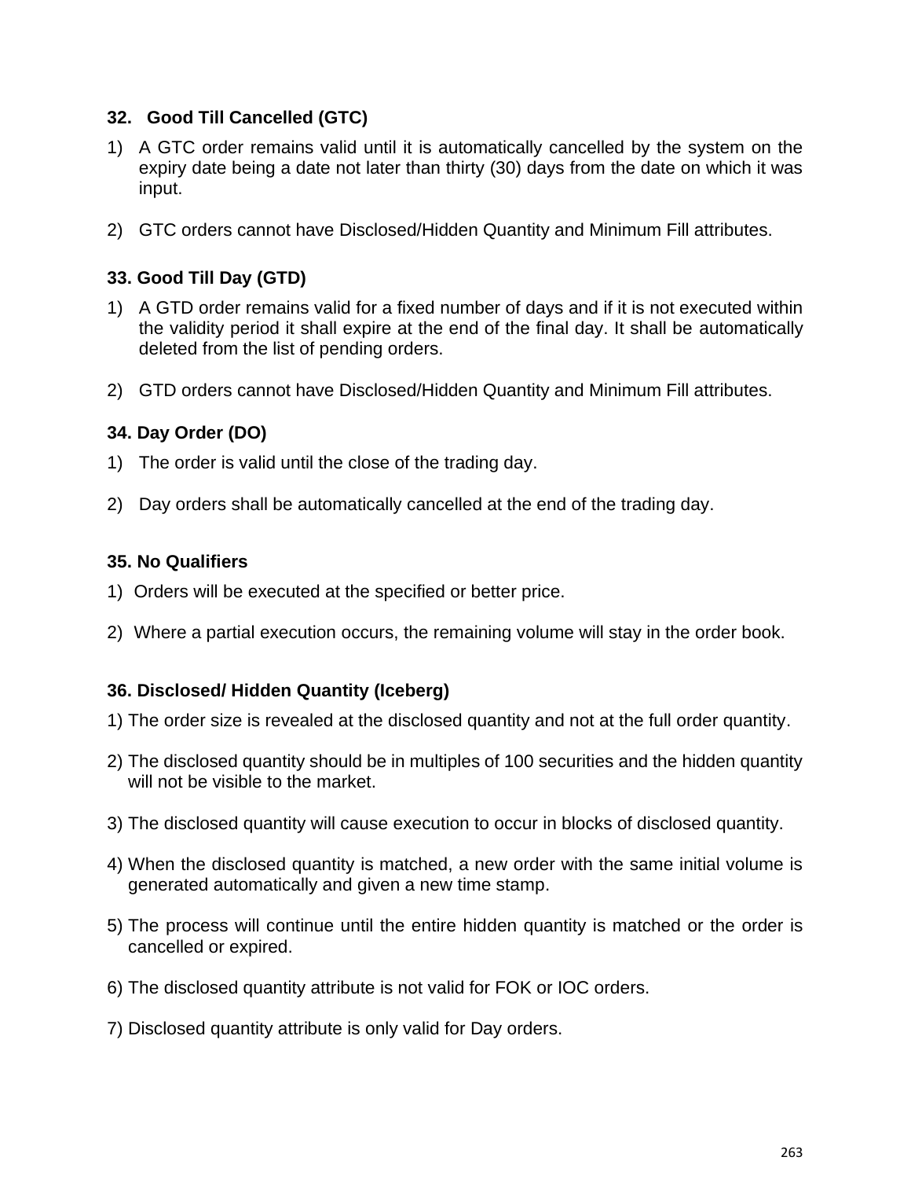### 32. Good Till Cancelled (GTC)

1) A GTC order remains valid until it is automatically cancelled by the system on the expiry date being a date not later than thirty (30) days from the date on which it was input.

2) GTC orders cannot have Disclosed/Hidden Quantity and Minimum Fill attributes.

### 33. Good Till Day (GTD)

1) A GTD order remains valid for a fixed number of days and if it is not executed within the validity period it shall expire at the end of the final day. It shall be automatically deleted from the list of pending orders.

2) GTD orders cannot have Disclosed/Hidden Quantity and Minimum Fill attributes.

### 34. Day Order (DO)

1) The order is valid until the close of the trading day.

2) Day orders shall be automatically cancelled at the end of the trading day.

### 35. No Qualifiers

1) Orders will be executed at the specified or better price.

2) Where a partial execution occurs, the remaining volume will stay in the order book.

### 36. Disclosed/ Hidden Quantity (Iceberg)

1) The order size is revealed at the disclosed quantity and not at the full order quantity.

2) The disclosed quantity should be in multiples of 100 securities and the hidden quantity will not be visible to the market.

3) The disclosed quantity will cause execution to occur in blocks of disclosed quantity.

4) When the disclosed quantity is matched, a new order with the same initial volume is generated automatically and given a new time stamp.

5) The process will continue until the entire hidden quantity is matched or the order is cancelled or expired.

6) The disclosed quantity attribute is not valid for FOK or IOC orders.

7) Disclosed quantity attribute is only valid for Day orders.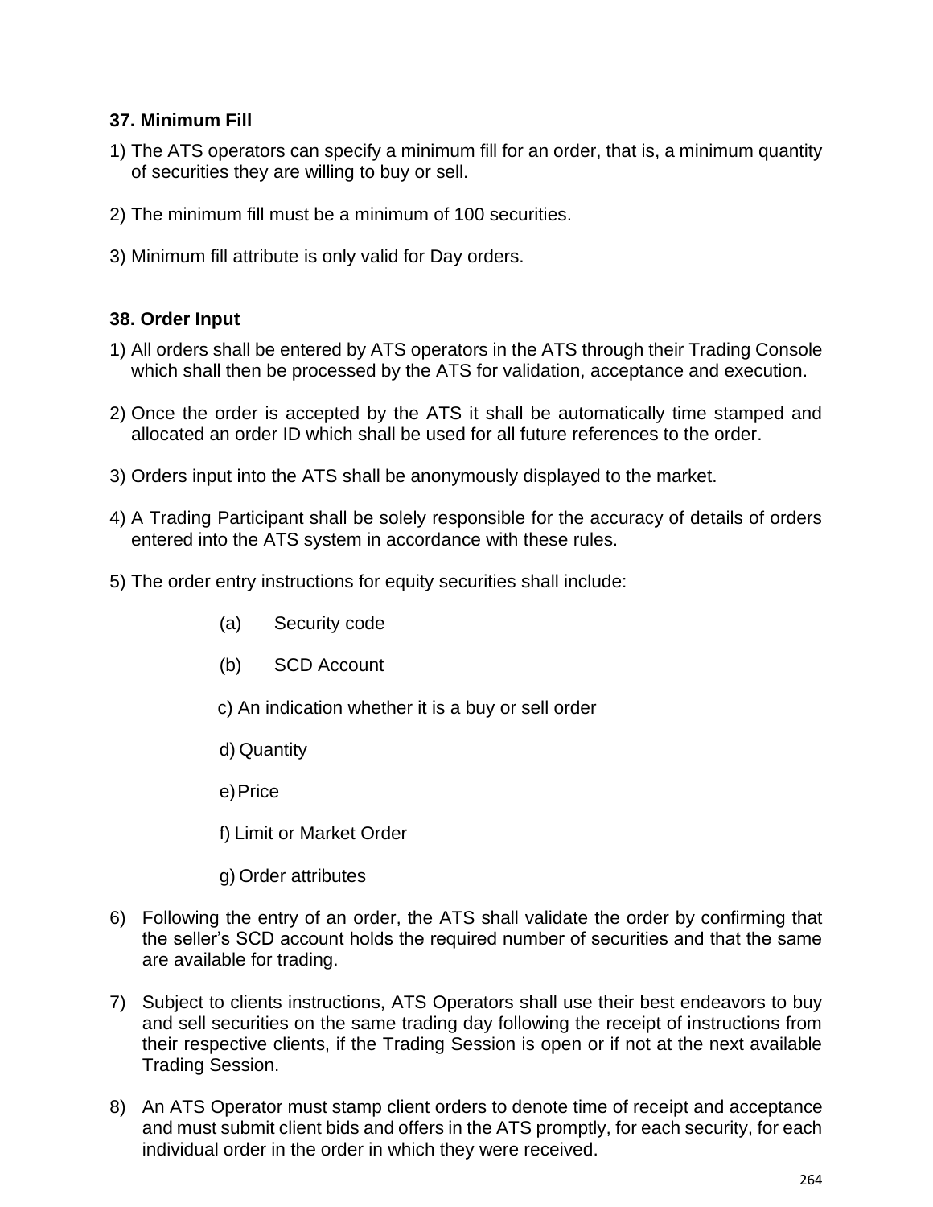**37. Minimum Fill**

1) The ATS operators can specify a minimum fill for an order, that is, a minimum quantity of securities they are willing to buy or sell.

2) The minimum fill must be a minimum of 100 securities.

3) Minimum fill attribute is only valid for Day orders.

**38. Order Input**

1) All orders shall be entered by ATS operators in the ATS through their Trading Console which shall then be processed by the ATS for validation, acceptance and execution.

2) Once the order is accepted by the ATS it shall be automatically time stamped and allocated an order ID which shall be used for all future references to the order.

3) Orders input into the ATS shall be anonymously displayed to the market.

4) A Trading Participant shall be solely responsible for the accuracy of details of orders entered into the ATS system in accordance with these rules.

5) The order entry instructions for equity securities shall include:

   (a) Security code

   (b) SCD Account

   c) An indication whether it is a buy or sell order

   d) Quantity

   e) Price

   f) Limit or Market Order

   g) Order attributes

6) Following the entry of an order, the ATS shall validate the order by confirming that the seller's SCD account holds the required number of securities and that the same are available for trading.

7) Subject to clients instructions, ATS Operators shall use their best endeavors to buy and sell securities on the same trading day following the receipt of instructions from their respective clients, if the Trading Session is open or if not at the next available Trading Session.

8) An ATS Operator must stamp client orders to denote time of receipt and acceptance and must submit client bids and offers in the ATS promptly, for each security, for each individual order in the order in which they were received.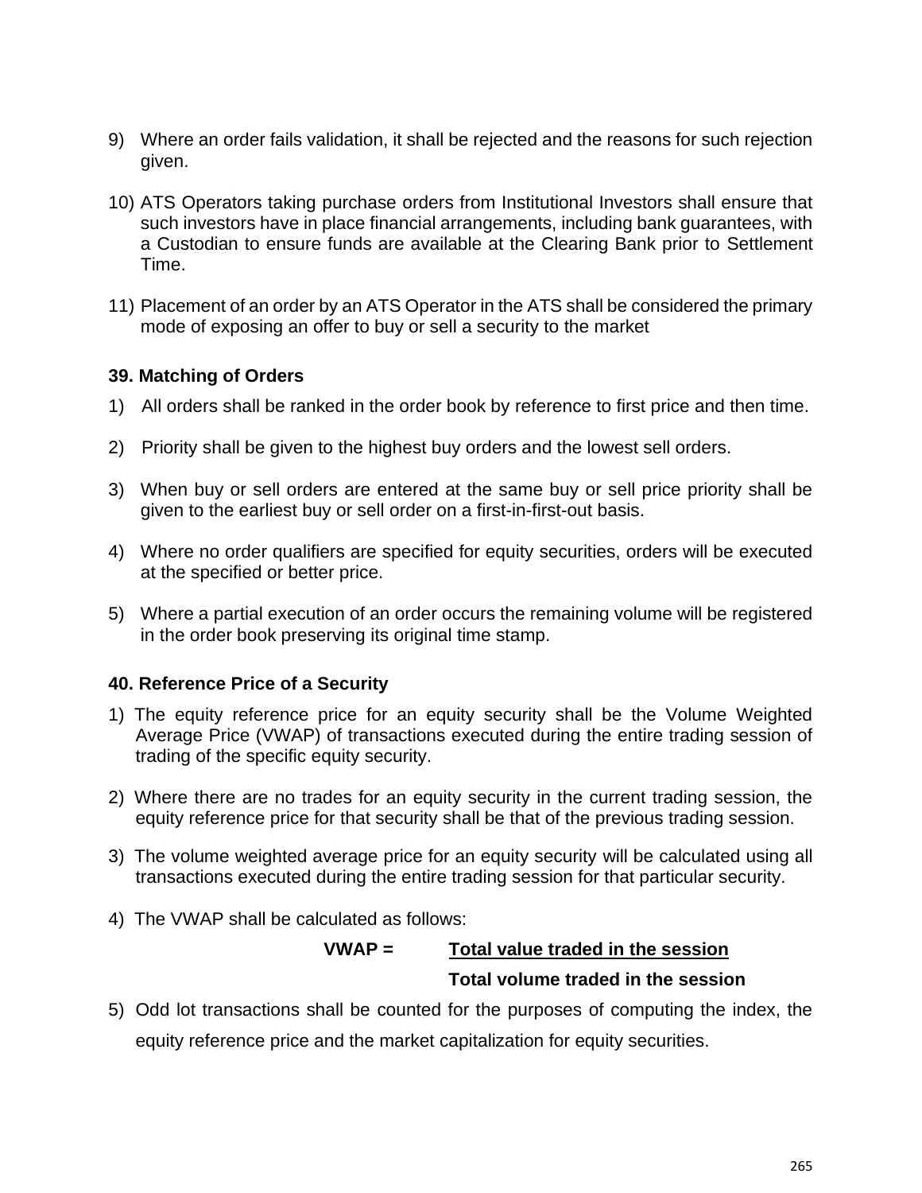9) Where an order fails validation, it shall be rejected and the reasons for such rejection given.

10) ATS Operators taking purchase orders from Institutional Investors shall ensure that such investors have in place financial arrangements, including bank guarantees, with a Custodian to ensure funds are available at the Clearing Bank prior to Settlement Time.

11) Placement of an order by an ATS Operator in the ATS shall be considered the primary mode of exposing an offer to buy or sell a security to the market

### 39. Matching of Orders

1) All orders shall be ranked in the order book by reference to first price and then time.

2) Priority shall be given to the highest buy orders and the lowest sell orders.

3) When buy or sell orders are entered at the same buy or sell price priority shall be given to the earliest buy or sell order on a first-in-first-out basis.

4) Where no order qualifiers are specified for equity securities, orders will be executed at the specified or better price.

5) Where a partial execution of an order occurs the remaining volume will be registered in the order book preserving its original time stamp.

### 40. Reference Price of a Security

1) The equity reference price for an equity security shall be the Volume Weighted Average Price (VWAP) of transactions executed during the entire trading session of trading of the specific equity security.

2) Where there are no trades for an equity security in the current trading session, the equity reference price for that security shall be that of the previous trading session.

3) The volume weighted average price for an equity security will be calculated using all transactions executed during the entire trading session for that particular security.

4) The VWAP shall be calculated as follows:

$$\textbf{VWAP} = \frac{\textbf{Total value traded in the session}}{\textbf{Total volume traded in the session}}$$

5) Odd lot transactions shall be counted for the purposes of computing the index, the equity reference price and the market capitalization for equity securities.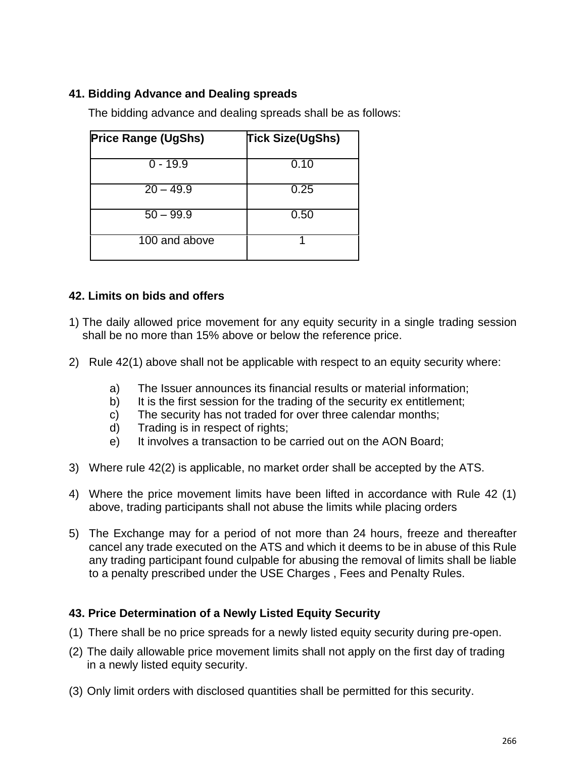### 41. Bidding Advance and Dealing spreads

The bidding advance and dealing spreads shall be as follows:

| Price Range (UgShs) | Tick Size(UgShs) |
|---|---|
| 0 - 19.9 | 0.10 |
| 20 – 49.9 | 0.25 |
| 50 – 99.9 | 0.50 |
| 100 and above | 1 |

### 42. Limits on bids and offers

1) The daily allowed price movement for any equity security in a single trading session shall be no more than 15% above or below the reference price.

2) Rule 42(1) above shall not be applicable with respect to an equity security where:

   a) The Issuer announces its financial results or material information;
   b) It is the first session for the trading of the security ex entitlement;
   c) The security has not traded for over three calendar months;
   d) Trading is in respect of rights;
   e) It involves a transaction to be carried out on the AON Board;

3) Where rule 42(2) is applicable, no market order shall be accepted by the ATS.

4) Where the price movement limits have been lifted in accordance with Rule 42 (1) above, trading participants shall not abuse the limits while placing orders

5) The Exchange may for a period of not more than 24 hours, freeze and thereafter cancel any trade executed on the ATS and which it deems to be in abuse of this Rule any trading participant found culpable for abusing the removal of limits shall be liable to a penalty prescribed under the USE Charges , Fees and Penalty Rules.

### 43. Price Determination of a Newly Listed Equity Security

(1) There shall be no price spreads for a newly listed equity security during pre-open.

(2) The daily allowable price movement limits shall not apply on the first day of trading in a newly listed equity security.

(3) Only limit orders with disclosed quantities shall be permitted for this security.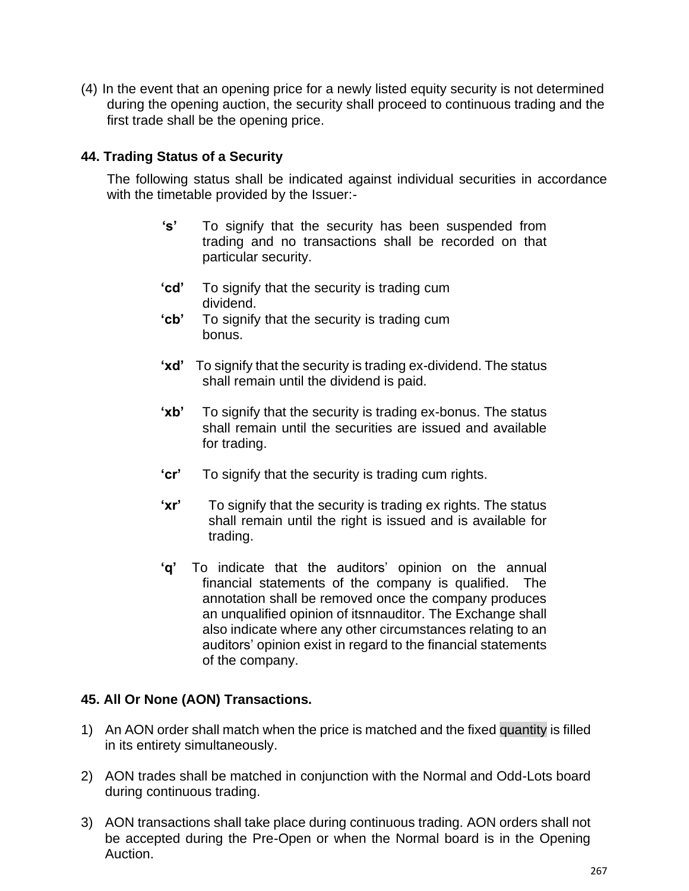(4) In the event that an opening price for a newly listed equity security is not determined during the opening auction, the security shall proceed to continuous trading and the first trade shall be the opening price.

## 44. Trading Status of a Security

The following status shall be indicated against individual securities in accordance with the timetable provided by the Issuer:-

**‘s’** To signify that the security has been suspended from trading and no transactions shall be recorded on that particular security.

**‘cd’** To signify that the security is trading cum dividend.

**‘cb’** To signify that the security is trading cum bonus.

**‘xd’** To signify that the security is trading ex-dividend. The status shall remain until the dividend is paid.

**‘xb’** To signify that the security is trading ex-bonus. The status shall remain until the securities are issued and available for trading.

**‘cr’** To signify that the security is trading cum rights.

**‘xr’** To signify that the security is trading ex rights. The status shall remain until the right is issued and is available for trading.

**‘q’** To indicate that the auditors’ opinion on the annual financial statements of the company is qualified. The annotation shall be removed once the company produces an unqualified opinion of itsnnauditor. The Exchange shall also indicate where any other circumstances relating to an auditors’ opinion exist in regard to the financial statements of the company.

## 45. All Or None (AON) Transactions.

1) An AON order shall match when the price is matched and the fixed quantity is filled in its entirety simultaneously.

2) AON trades shall be matched in conjunction with the Normal and Odd-Lots board during continuous trading.

3) AON transactions shall take place during continuous trading. AON orders shall not be accepted during the Pre-Open or when the Normal board is in the Opening Auction.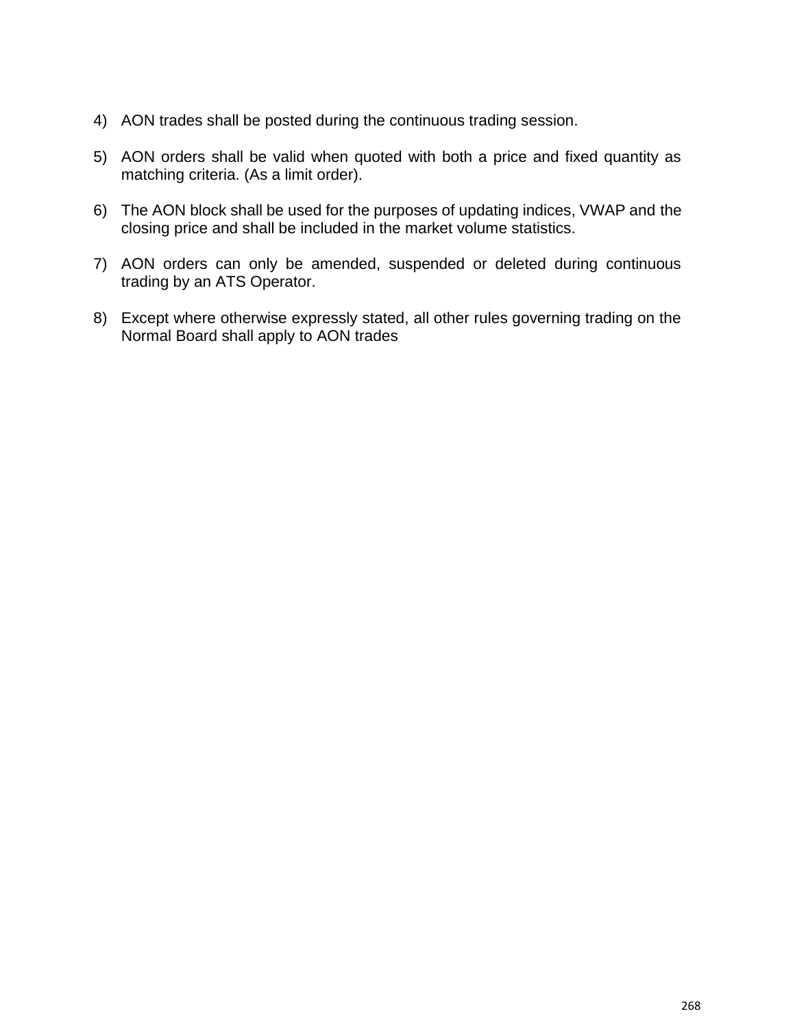4) AON trades shall be posted during the continuous trading session.

5) AON orders shall be valid when quoted with both a price and fixed quantity as matching criteria. (As a limit order).

6) The AON block shall be used for the purposes of updating indices, VWAP and the closing price and shall be included in the market volume statistics.

7) AON orders can only be amended, suspended or deleted during continuous trading by an ATS Operator.

8) Except where otherwise expressly stated, all other rules governing trading on the Normal Board shall apply to AON trades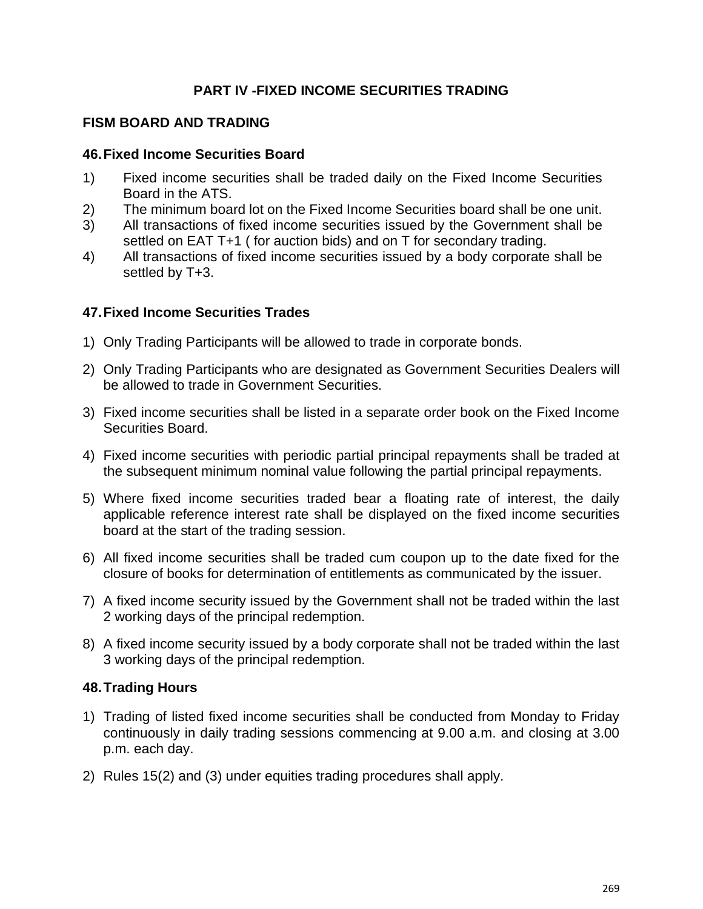## PART IV -FIXED INCOME SECURITIES TRADING

### FISM BOARD AND TRADING

### 46. Fixed Income Securities Board

1) Fixed income securities shall be traded daily on the Fixed Income Securities Board in the ATS.
2) The minimum board lot on the Fixed Income Securities board shall be one unit.
3) All transactions of fixed income securities issued by the Government shall be settled on EAT T+1 ( for auction bids) and on T for secondary trading.
4) All transactions of fixed income securities issued by a body corporate shall be settled by T+3.

### 47. Fixed Income Securities Trades

1) Only Trading Participants will be allowed to trade in corporate bonds.
2) Only Trading Participants who are designated as Government Securities Dealers will be allowed to trade in Government Securities.
3) Fixed income securities shall be listed in a separate order book on the Fixed Income Securities Board.
4) Fixed income securities with periodic partial principal repayments shall be traded at the subsequent minimum nominal value following the partial principal repayments.
5) Where fixed income securities traded bear a floating rate of interest, the daily applicable reference interest rate shall be displayed on the fixed income securities board at the start of the trading session.
6) All fixed income securities shall be traded cum coupon up to the date fixed for the closure of books for determination of entitlements as communicated by the issuer.
7) A fixed income security issued by the Government shall not be traded within the last 2 working days of the principal redemption.
8) A fixed income security issued by a body corporate shall not be traded within the last 3 working days of the principal redemption.

### 48. Trading Hours

1) Trading of listed fixed income securities shall be conducted from Monday to Friday continuously in daily trading sessions commencing at 9.00 a.m. and closing at 3.00 p.m. each day.
2) Rules 15(2) and (3) under equities trading procedures shall apply.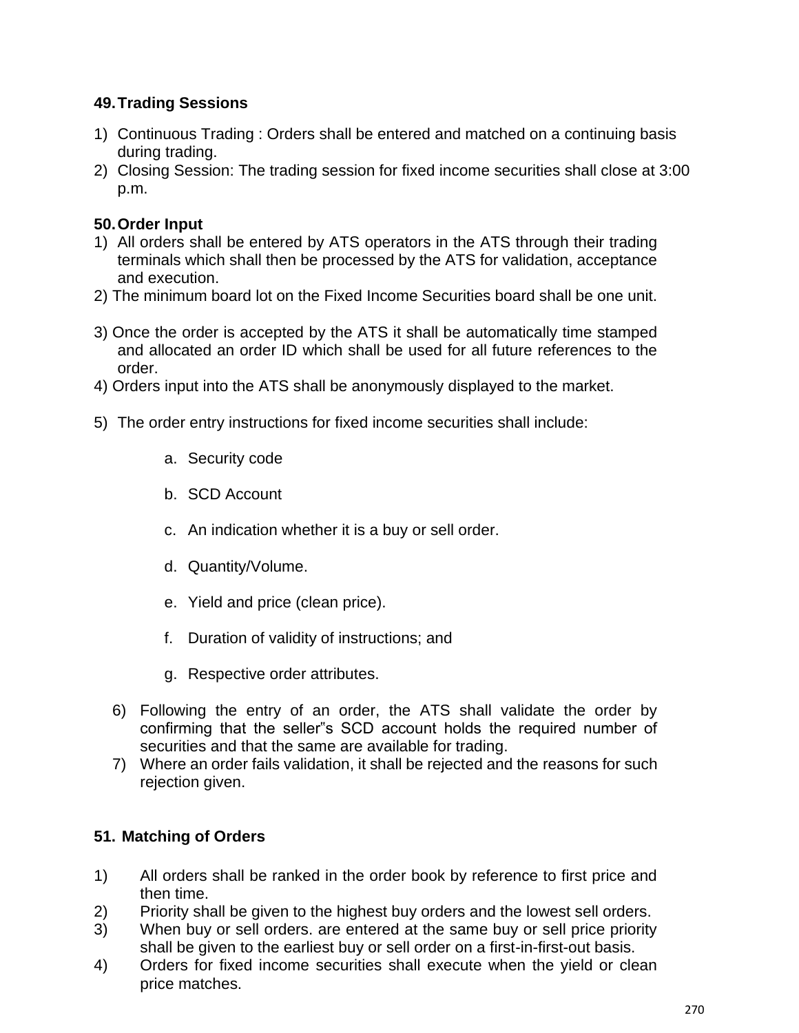## 49. Trading Sessions

1) Continuous Trading : Orders shall be entered and matched on a continuing basis during trading.
2) Closing Session: The trading session for fixed income securities shall close at 3:00 p.m.

## 50. Order Input

1) All orders shall be entered by ATS operators in the ATS through their trading terminals which shall then be processed by the ATS for validation, acceptance and execution.
2) The minimum board lot on the Fixed Income Securities board shall be one unit.
3) Once the order is accepted by the ATS it shall be automatically time stamped and allocated an order ID which shall be used for all future references to the order.
4) Orders input into the ATS shall be anonymously displayed to the market.
5) The order entry instructions for fixed income securities shall include:

    a. Security code

    b. SCD Account

    c. An indication whether it is a buy or sell order.

    d. Quantity/Volume.

    e. Yield and price (clean price).

    f. Duration of validity of instructions; and

    g. Respective order attributes.

6) Following the entry of an order, the ATS shall validate the order by confirming that the seller‟s SCD account holds the required number of securities and that the same are available for trading.
7) Where an order fails validation, it shall be rejected and the reasons for such rejection given.

## 51. Matching of Orders

1) All orders shall be ranked in the order book by reference to first price and then time.
2) Priority shall be given to the highest buy orders and the lowest sell orders.
3) When buy or sell orders. are entered at the same buy or sell price priority shall be given to the earliest buy or sell order on a first-in-first-out basis.
4) Orders for fixed income securities shall execute when the yield or clean price matches.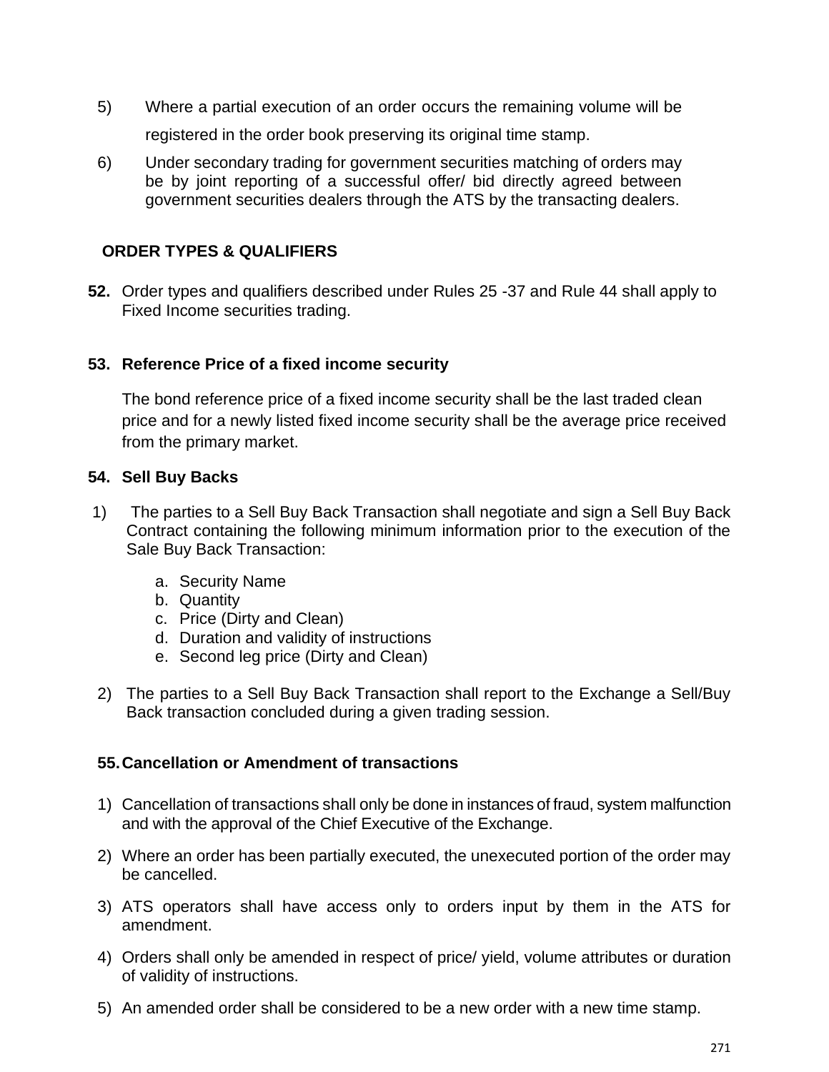5) Where a partial execution of an order occurs the remaining volume will be registered in the order book preserving its original time stamp.

6) Under secondary trading for government securities matching of orders may be by joint reporting of a successful offer/ bid directly agreed between government securities dealers through the ATS by the transacting dealers.

## ORDER TYPES & QUALIFIERS

**52.** Order types and qualifiers described under Rules 25 -37 and Rule 44 shall apply to Fixed Income securities trading.

**53. Reference Price of a fixed income security**

The bond reference price of a fixed income security shall be the last traded clean price and for a newly listed fixed income security shall be the average price received from the primary market.

**54. Sell Buy Backs**

1) The parties to a Sell Buy Back Transaction shall negotiate and sign a Sell Buy Back Contract containing the following minimum information prior to the execution of the Sale Buy Back Transaction:

   a. Security Name
   b. Quantity
   c. Price (Dirty and Clean)
   d. Duration and validity of instructions
   e. Second leg price (Dirty and Clean)

2) The parties to a Sell Buy Back Transaction shall report to the Exchange a Sell/Buy Back transaction concluded during a given trading session.

**55. Cancellation or Amendment of transactions**

1) Cancellation of transactions shall only be done in instances of fraud, system malfunction and with the approval of the Chief Executive of the Exchange.

2) Where an order has been partially executed, the unexecuted portion of the order may be cancelled.

3) ATS operators shall have access only to orders input by them in the ATS for amendment.

4) Orders shall only be amended in respect of price/ yield, volume attributes or duration of validity of instructions.

5) An amended order shall be considered to be a new order with a new time stamp.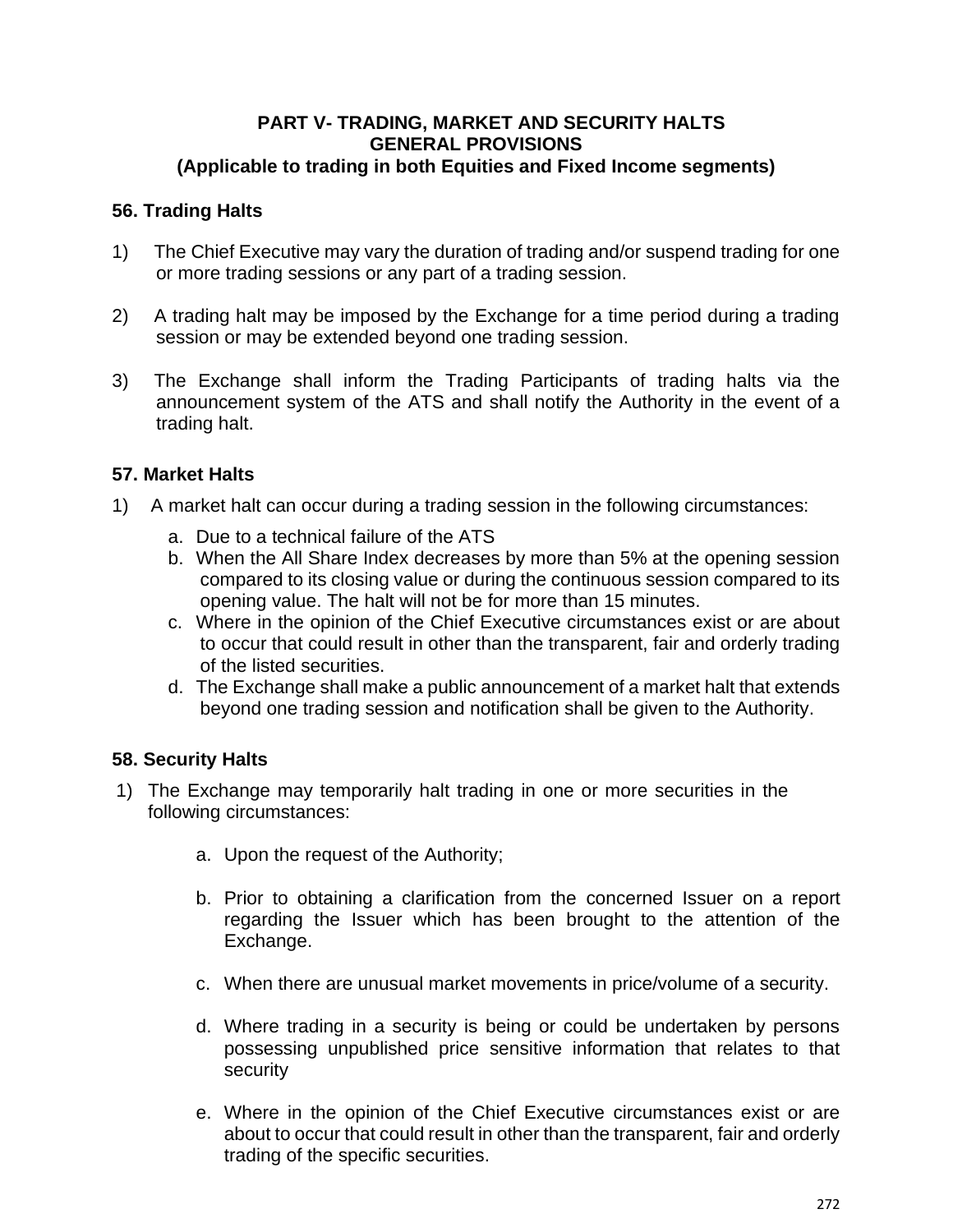## PART V- TRADING, MARKET AND SECURITY HALTS
## GENERAL PROVISIONS
## (Applicable to trading in both Equities and Fixed Income segments)

### 56. Trading Halts

1) The Chief Executive may vary the duration of trading and/or suspend trading for one or more trading sessions or any part of a trading session.

2) A trading halt may be imposed by the Exchange for a time period during a trading session or may be extended beyond one trading session.

3) The Exchange shall inform the Trading Participants of trading halts via the announcement system of the ATS and shall notify the Authority in the event of a trading halt.

### 57. Market Halts

1) A market halt can occur during a trading session in the following circumstances:
   a. Due to a technical failure of the ATS
   b. When the All Share Index decreases by more than 5% at the opening session compared to its closing value or during the continuous session compared to its opening value. The halt will not be for more than 15 minutes.
   c. Where in the opinion of the Chief Executive circumstances exist or are about to occur that could result in other than the transparent, fair and orderly trading of the listed securities.
   d. The Exchange shall make a public announcement of a market halt that extends beyond one trading session and notification shall be given to the Authority.

### 58. Security Halts

1) The Exchange may temporarily halt trading in one or more securities in the following circumstances:

   a. Upon the request of the Authority;

   b. Prior to obtaining a clarification from the concerned Issuer on a report regarding the Issuer which has been brought to the attention of the Exchange.

   c. When there are unusual market movements in price/volume of a security.

   d. Where trading in a security is being or could be undertaken by persons possessing unpublished price sensitive information that relates to that security

   e. Where in the opinion of the Chief Executive circumstances exist or are about to occur that could result in other than the transparent, fair and orderly trading of the specific securities.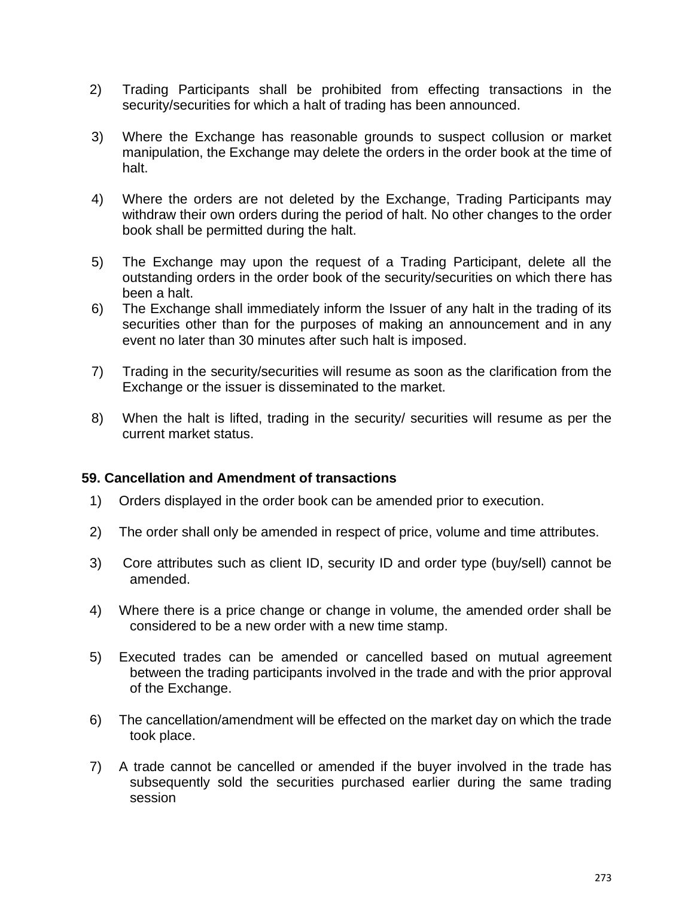2) Trading Participants shall be prohibited from effecting transactions in the security/securities for which a halt of trading has been announced.

3) Where the Exchange has reasonable grounds to suspect collusion or market manipulation, the Exchange may delete the orders in the order book at the time of halt.

4) Where the orders are not deleted by the Exchange, Trading Participants may withdraw their own orders during the period of halt. No other changes to the order book shall be permitted during the halt.

5) The Exchange may upon the request of a Trading Participant, delete all the outstanding orders in the order book of the security/securities on which there has been a halt.

6) The Exchange shall immediately inform the Issuer of any halt in the trading of its securities other than for the purposes of making an announcement and in any event no later than 30 minutes after such halt is imposed.

7) Trading in the security/securities will resume as soon as the clarification from the Exchange or the issuer is disseminated to the market.

8) When the halt is lifted, trading in the security/ securities will resume as per the current market status.

**59. Cancellation and Amendment of transactions**

1) Orders displayed in the order book can be amended prior to execution.

2) The order shall only be amended in respect of price, volume and time attributes.

3) Core attributes such as client ID, security ID and order type (buy/sell) cannot be amended.

4) Where there is a price change or change in volume, the amended order shall be considered to be a new order with a new time stamp.

5) Executed trades can be amended or cancelled based on mutual agreement between the trading participants involved in the trade and with the prior approval of the Exchange.

6) The cancellation/amendment will be effected on the market day on which the trade took place.

7) A trade cannot be cancelled or amended if the buyer involved in the trade has subsequently sold the securities purchased earlier during the same trading session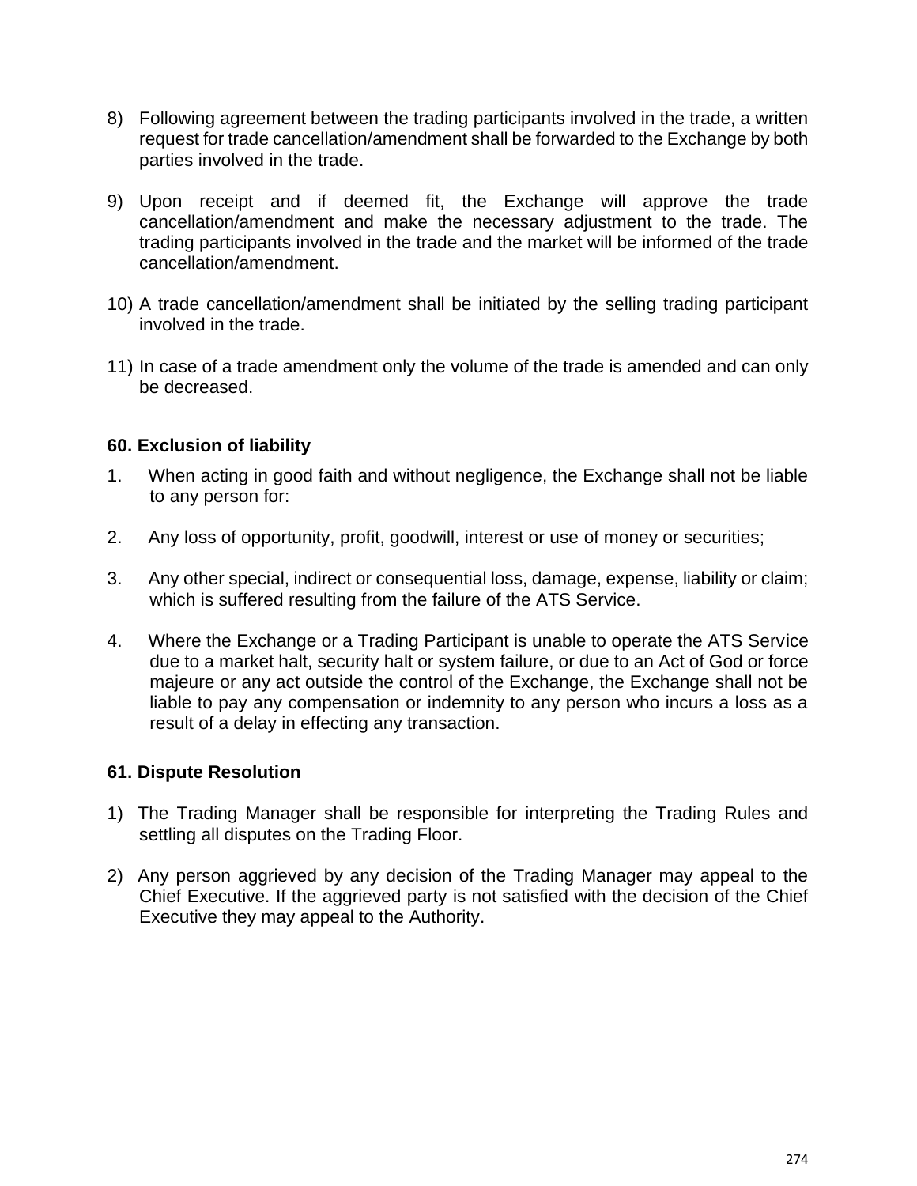8) Following agreement between the trading participants involved in the trade, a written request for trade cancellation/amendment shall be forwarded to the Exchange by both parties involved in the trade.

9) Upon receipt and if deemed fit, the Exchange will approve the trade cancellation/amendment and make the necessary adjustment to the trade. The trading participants involved in the trade and the market will be informed of the trade cancellation/amendment.

10) A trade cancellation/amendment shall be initiated by the selling trading participant involved in the trade.

11) In case of a trade amendment only the volume of the trade is amended and can only be decreased.

### 60. Exclusion of liability

1. When acting in good faith and without negligence, the Exchange shall not be liable to any person for:

2. Any loss of opportunity, profit, goodwill, interest or use of money or securities;

3. Any other special, indirect or consequential loss, damage, expense, liability or claim; which is suffered resulting from the failure of the ATS Service.

4. Where the Exchange or a Trading Participant is unable to operate the ATS Service due to a market halt, security halt or system failure, or due to an Act of God or force majeure or any act outside the control of the Exchange, the Exchange shall not be liable to pay any compensation or indemnity to any person who incurs a loss as a result of a delay in effecting any transaction.

### 61. Dispute Resolution

1) The Trading Manager shall be responsible for interpreting the Trading Rules and settling all disputes on the Trading Floor.

2) Any person aggrieved by any decision of the Trading Manager may appeal to the Chief Executive. If the aggrieved party is not satisfied with the decision of the Chief Executive they may appeal to the Authority.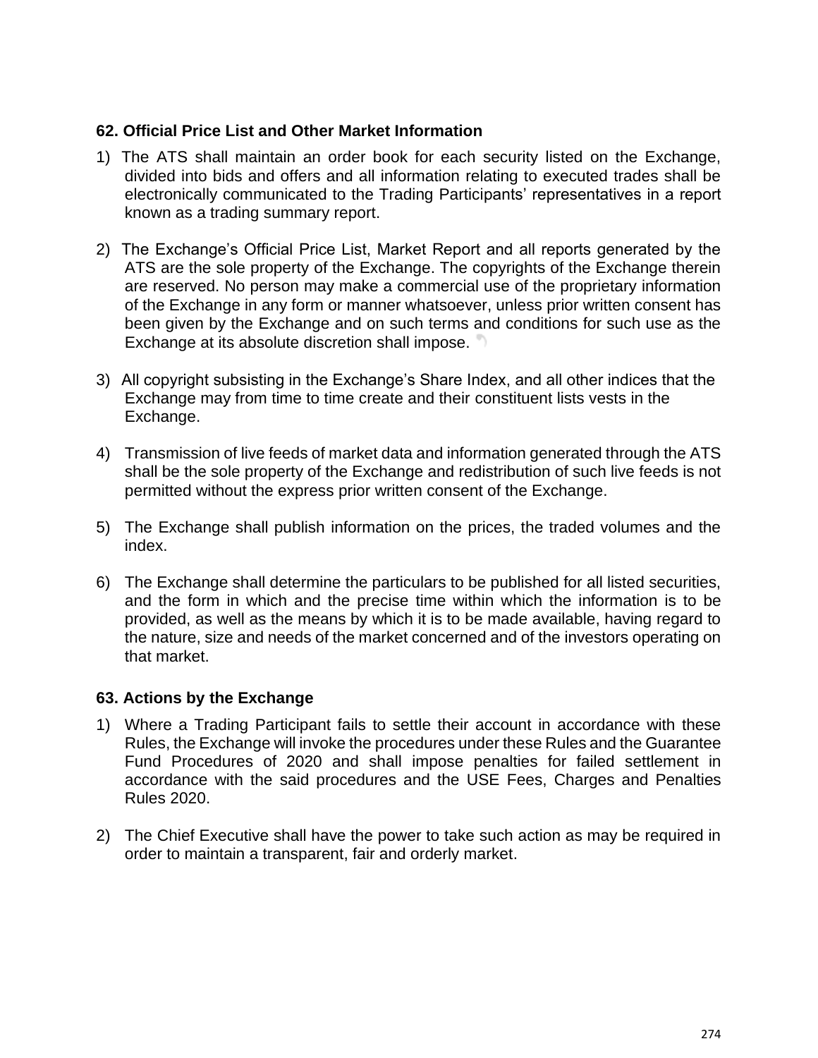### 62. Official Price List and Other Market Information

1) The ATS shall maintain an order book for each security listed on the Exchange, divided into bids and offers and all information relating to executed trades shall be electronically communicated to the Trading Participants' representatives in a report known as a trading summary report.

2) The Exchange's Official Price List, Market Report and all reports generated by the ATS are the sole property of the Exchange. The copyrights of the Exchange therein are reserved. No person may make a commercial use of the proprietary information of the Exchange in any form or manner whatsoever, unless prior written consent has been given by the Exchange and on such terms and conditions for such use as the Exchange at its absolute discretion shall impose.

3) All copyright subsisting in the Exchange's Share Index, and all other indices that the Exchange may from time to time create and their constituent lists vests in the Exchange.

4) Transmission of live feeds of market data and information generated through the ATS shall be the sole property of the Exchange and redistribution of such live feeds is not permitted without the express prior written consent of the Exchange.

5) The Exchange shall publish information on the prices, the traded volumes and the index.

6) The Exchange shall determine the particulars to be published for all listed securities, and the form in which and the precise time within which the information is to be provided, as well as the means by which it is to be made available, having regard to the nature, size and needs of the market concerned and of the investors operating on that market.

### 63. Actions by the Exchange

1) Where a Trading Participant fails to settle their account in accordance with these Rules, the Exchange will invoke the procedures under these Rules and the Guarantee Fund Procedures of 2020 and shall impose penalties for failed settlement in accordance with the said procedures and the USE Fees, Charges and Penalties Rules 2020.

2) The Chief Executive shall have the power to take such action as may be required in order to maintain a transparent, fair and orderly market.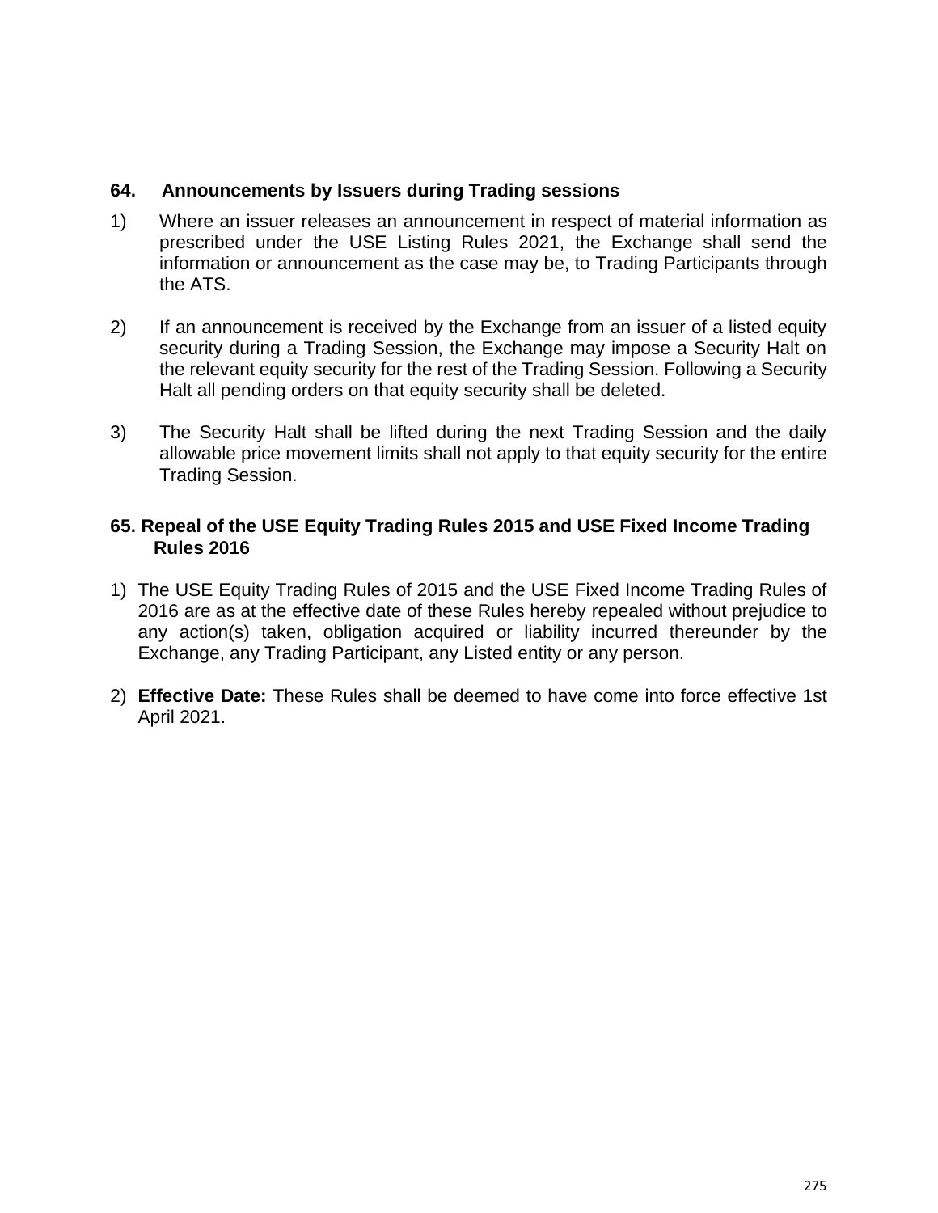## 64. Announcements by Issuers during Trading sessions

1) Where an issuer releases an announcement in respect of material information as prescribed under the USE Listing Rules 2021, the Exchange shall send the information or announcement as the case may be, to Trading Participants through the ATS.

2) If an announcement is received by the Exchange from an issuer of a listed equity security during a Trading Session, the Exchange may impose a Security Halt on the relevant equity security for the rest of the Trading Session. Following a Security Halt all pending orders on that equity security shall be deleted.

3) The Security Halt shall be lifted during the next Trading Session and the daily allowable price movement limits shall not apply to that equity security for the entire Trading Session.

## 65. Repeal of the USE Equity Trading Rules 2015 and USE Fixed Income Trading Rules 2016

1) The USE Equity Trading Rules of 2015 and the USE Fixed Income Trading Rules of 2016 are as at the effective date of these Rules hereby repealed without prejudice to any action(s) taken, obligation acquired or liability incurred thereunder by the Exchange, any Trading Participant, any Listed entity or any person.

2) **Effective Date:** These Rules shall be deemed to have come into force effective 1st April 2021.